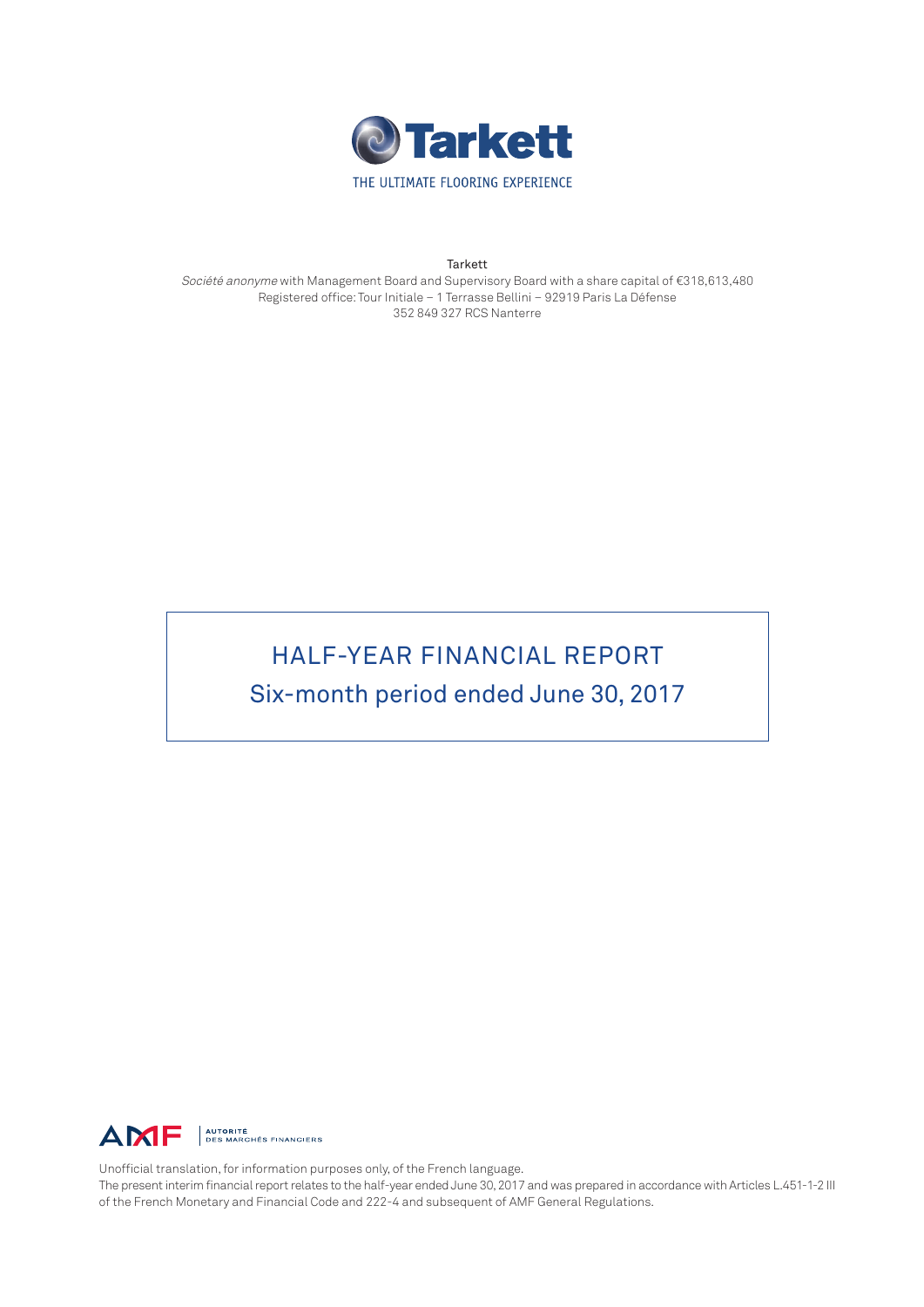Tarkett

THE ULTIMATE FLOORING EXPERIENCE

Tarkett

*Société anonyme* with Management Board and Supervisory Board with a share capital of €318,613,480
Registered office: Tour Initiale – 1 Terrasse Bellini – 92919 Paris La Défense
352 849 327 RCS Nanterre

# HALF-YEAR FINANCIAL REPORT

## Six-month period ended June 30, 2017

AMF | AUTORITÉ DES MARCHÉS FINANCIERS

Unofficial translation, for information purposes only, of the French language.
The present interim financial report relates to the half-year ended June 30, 2017 and was prepared in accordance with Articles L.451-1-2 III of the French Monetary and Financial Code and 222-4 and subsequent of AMF General Regulations.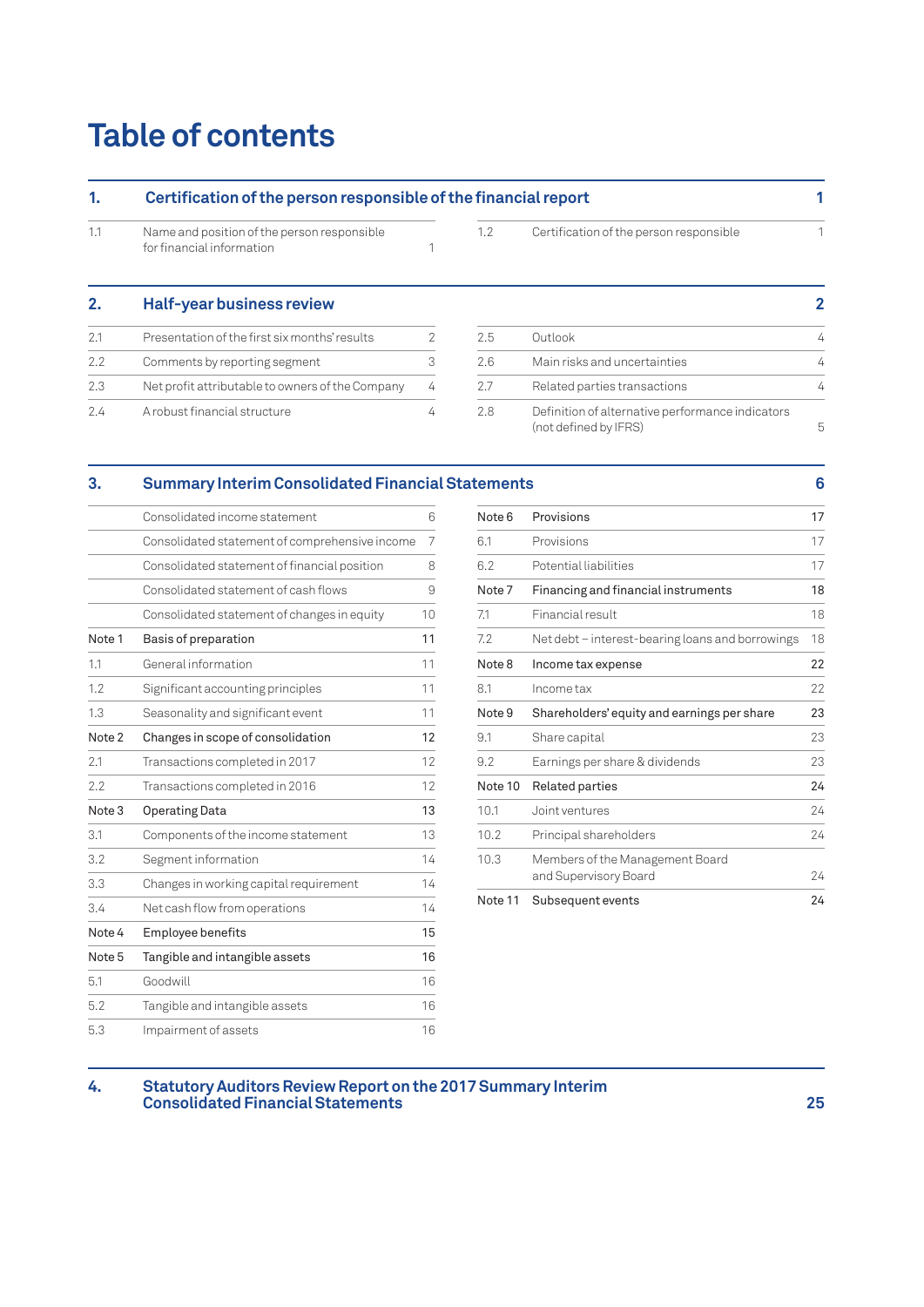# Table of contents

| 1. | Certification of the person responsible of the financial report | 1 |
|---|---|---|
| 1.1 | Name and position of the person responsible for financial information | 1 |
| 1.2 | Certification of the person responsible | 1 |

| 2. | Half-year business review | 2 |
|---|---|---|
| 2.1 | Presentation of the first six months' results | 2 |
| 2.2 | Comments by reporting segment | 3 |
| 2.3 | Net profit attributable to owners of the Company | 4 |
| 2.4 | A robust financial structure | 4 |
| 2.5 | Outlook | 4 |
| 2.6 | Main risks and uncertainties | 4 |
| 2.7 | Related parties transactions | 4 |
| 2.8 | Definition of alternative performance indicators (not defined by IFRS) | 5 |

| 3. | Summary Interim Consolidated Financial Statements | 6 |
|---|---|---|
| | Consolidated income statement | 6 |
| | Consolidated statement of comprehensive income | 7 |
| | Consolidated statement of financial position | 8 |
| | Consolidated statement of cash flows | 9 |
| | Consolidated statement of changes in equity | 10 |
| Note 1 | **Basis of preparation** | **11** |
| 1.1 | General information | 11 |
| 1.2 | Significant accounting principles | 11 |
| 1.3 | Seasonality and significant event | 11 |
| Note 2 | **Changes in scope of consolidation** | **12** |
| 2.1 | Transactions completed in 2017 | 12 |
| 2.2 | Transactions completed in 2016 | 12 |
| Note 3 | **Operating Data** | **13** |
| 3.1 | Components of the income statement | 13 |
| 3.2 | Segment information | 14 |
| 3.3 | Changes in working capital requirement | 14 |
| 3.4 | Net cash flow from operations | 14 |
| Note 4 | **Employee benefits** | **15** |
| Note 5 | **Tangible and intangible assets** | **16** |
| 5.1 | Goodwill | 16 |
| 5.2 | Tangible and intangible assets | 16 |
| 5.3 | Impairment of assets | 16 |
| Note 6 | **Provisions** | **17** |
| 6.1 | Provisions | 17 |
| 6.2 | Potential liabilities | 17 |
| Note 7 | **Financing and financial instruments** | **18** |
| 7.1 | Financial result | 18 |
| 7.2 | Net debt – interest-bearing loans and borrowings | 18 |
| Note 8 | **Income tax expense** | **22** |
| 8.1 | Income tax | 22 |
| Note 9 | **Shareholders' equity and earnings per share** | **23** |
| 9.1 | Share capital | 23 |
| 9.2 | Earnings per share & dividends | 23 |
| Note 10 | **Related parties** | **24** |
| 10.1 | Joint ventures | 24 |
| 10.2 | Principal shareholders | 24 |
| 10.3 | Members of the Management Board and Supervisory Board | 24 |
| Note 11 | **Subsequent events** | **24** |

| 4. | Statutory Auditors Review Report on the 2017 Summary Interim Consolidated Financial Statements | 25 |
|---|---|---|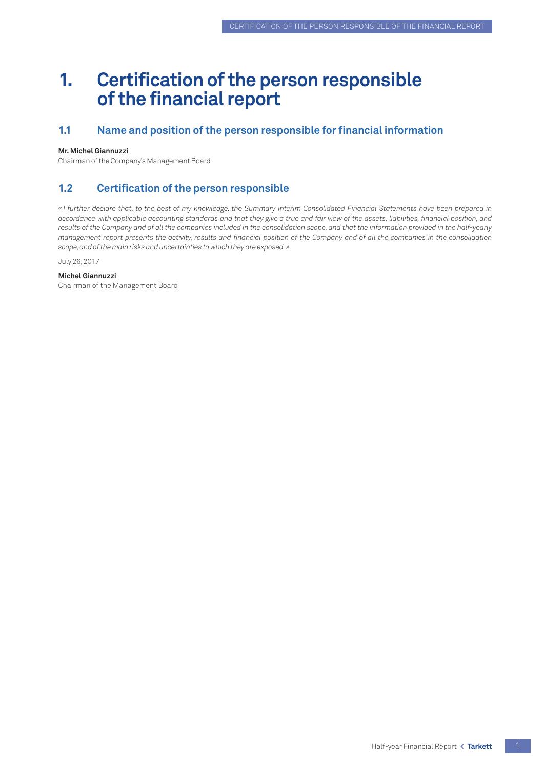# 1. Certification of the person responsible of the financial report

## 1.1 Name and position of the person responsible for financial information

**Mr. Michel Giannuzzi**
Chairman of the Company's Management Board

## 1.2 Certification of the person responsible

*« I further declare that, to the best of my knowledge, the Summary Interim Consolidated Financial Statements have been prepared in accordance with applicable accounting standards and that they give a true and fair view of the assets, liabilities, financial position, and results of the Company and of all the companies included in the consolidation scope, and that the information provided in the half-yearly management report presents the activity, results and financial position of the Company and of all the companies in the consolidation scope, and of the main risks and uncertainties to which they are exposed »*

July 26, 2017

**Michel Giannuzzi**
Chairman of the Management Board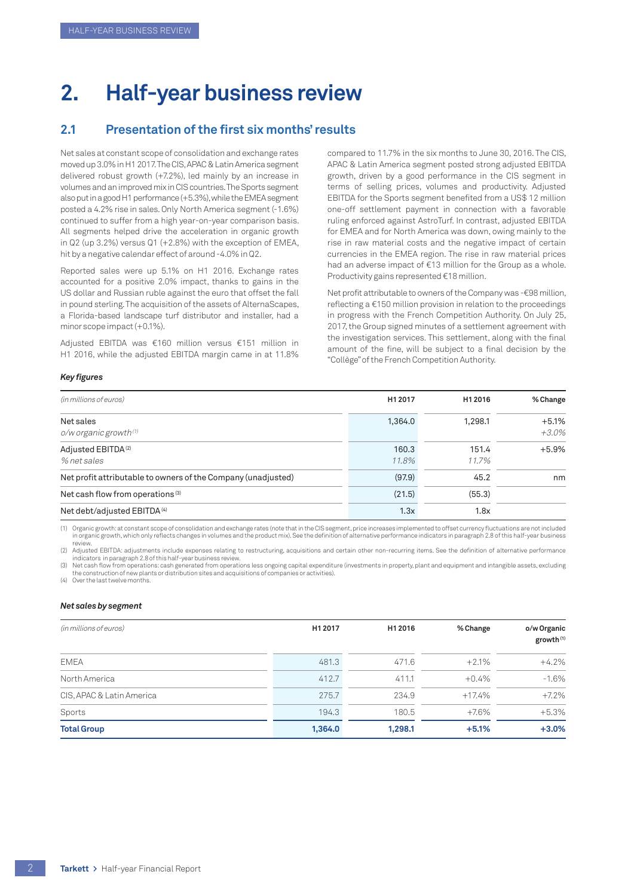# 2. Half-year business review

## 2.1 Presentation of the first six months' results

Net sales at constant scope of consolidation and exchange rates moved up 3.0% in H1 2017. The CIS, APAC & Latin America segment delivered robust growth (+7.2%), led mainly by an increase in volumes and an improved mix in CIS countries. The Sports segment also put in a good H1 performance (+5.3%), while the EMEA segment posted a 4.2% rise in sales. Only North America segment (-1.6%) continued to suffer from a high year-on-year comparison basis. All segments helped drive the acceleration in organic growth in Q2 (up 3.2%) versus Q1 (+2.8%) with the exception of EMEA, hit by a negative calendar effect of around -4.0% in Q2.

Reported sales were up 5.1% on H1 2016. Exchange rates accounted for a positive 2.0% impact, thanks to gains in the US dollar and Russian ruble against the euro that offset the fall in pound sterling. The acquisition of the assets of AlternaScapes, a Florida-based landscape turf distributor and installer, had a minor scope impact (+0.1%).

Adjusted EBITDA was €160 million versus €151 million in H1 2016, while the adjusted EBITDA margin came in at 11.8% compared to 11.7% in the six months to June 30, 2016. The CIS, APAC & Latin America segment posted strong adjusted EBITDA growth, driven by a good performance in the CIS segment in terms of selling prices, volumes and productivity. Adjusted EBITDA for the Sports segment benefited from a US$ 12 million one-off settlement payment in connection with a favorable ruling enforced against AstroTurf. In contrast, adjusted EBITDA for EMEA and for North America was down, owing mainly to the rise in raw material costs and the negative impact of certain currencies in the EMEA region. The rise in raw material prices had an adverse impact of €13 million for the Group as a whole. Productivity gains represented €18 million.

Net profit attributable to owners of the Company was -€98 million, reflecting a €150 million provision in relation to the proceedings in progress with the French Competition Authority. On July 25, 2017, the Group signed minutes of a settlement agreement with the investigation services. This settlement, along with the final amount of the fine, will be subject to a final decision by the "Collège" of the French Competition Authority.

***Key figures***

| *(in millions of euros)* | H1 2017 | H1 2016 | % Change |
|---|---|---|---|
| Net sales | 1,364.0 | 1,298.1 | +5.1% |
| *o/w organic growth* [(1)] | | | *+3.0%* |
| Adjusted EBITDA [(2)] | 160.3 | 151.4 | +5.9% |
| *% net sales* | *11.8%* | *11.7%* | |
| Net profit attributable to owners of the Company (unadjusted) | (97.9) | 45.2 | nm |
| Net cash flow from operations [(3)] | (21.5) | (55.3) | |
| Net debt/adjusted EBITDA [(4)] | 1.3x | 1.8x | |

(1) Organic growth: at constant scope of consolidation and exchange rates (note that in the CIS segment, price increases implemented to offset currency fluctuations are not included in organic growth, which only reflects changes in volumes and the product mix). See the definition of alternative performance indicators in paragraph 2.8 of this half-year business review.
(2) Adjusted EBITDA: adjustments include expenses relating to restructuring, acquisitions and certain other non-recurring items. See the definition of alternative performance indicators in paragraph 2.8 of this half-year business review.
(3) Net cash flow from operations: cash generated from operations less ongoing capital expenditure (investments in property, plant and equipment and intangible assets, excluding the construction of new plants or distribution sites and acquisitions of companies or activities).
(4) Over the last twelve months.

***Net sales by segment***

| *(in millions of euros)* | H1 2017 | H1 2016 | % Change | o/w Organic growth [(1)] |
|---|---|---|---|---|
| EMEA | 481.3 | 471.6 | +2.1% | +4.2% |
| North America | 412.7 | 411.1 | +0.4% | -1.6% |
| CIS, APAC & Latin America | 275.7 | 234.9 | +17.4% | +7.2% |
| Sports | 194.3 | 180.5 | +7.6% | +5.3% |
| **Total Group** | **1,364.0** | **1,298.1** | **+5.1%** | **+3.0%** |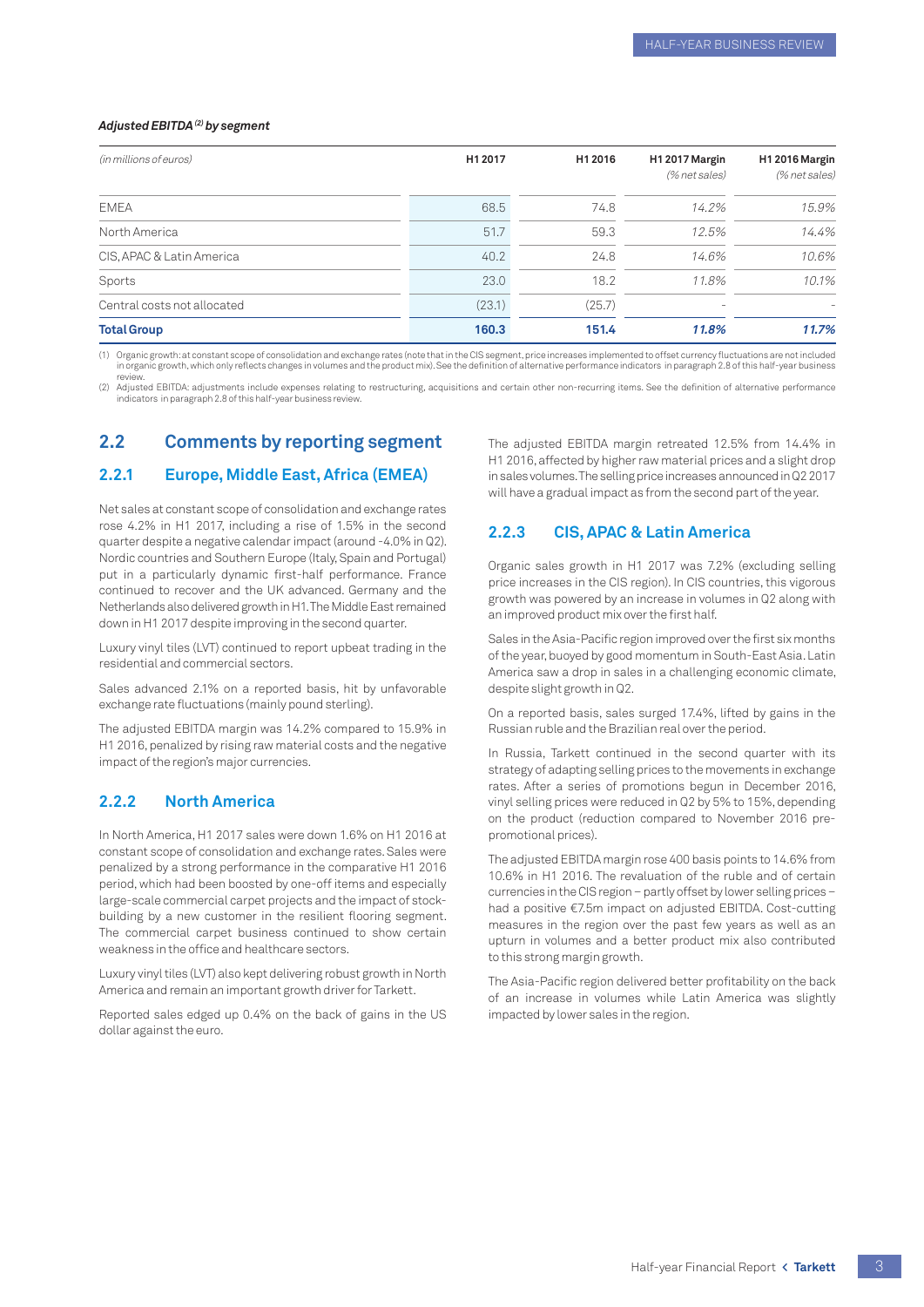*Adjusted EBITDA (2) by segment*

| *(in millions of euros)* | H1 2017 | H1 2016 | H1 2017 Margin *(% net sales)* | H1 2016 Margin *(% net sales)* |
|---|---|---|---|---|
| EMEA | 68.5 | 74.8 | *14.2%* | *15.9%* |
| North America | 51.7 | 59.3 | *12.5%* | *14.4%* |
| CIS, APAC & Latin America | 40.2 | 24.8 | *14.6%* | *10.6%* |
| Sports | 23.0 | 18.2 | *11.8%* | *10.1%* |
| Central costs not allocated | (23.1) | (25.7) | - | - |
| **Total Group** | **160.3** | **151.4** | ***11.8%*** | ***11.7%*** |

(1) Organic growth: at constant scope of consolidation and exchange rates (note that in the CIS segment, price increases implemented to offset currency fluctuations are not included in organic growth, which only reflects changes in volumes and the product mix). See the definition of alternative performance indicators in paragraph 2.8 of this half-year business review.

(2) Adjusted EBITDA: adjustments include expenses relating to restructuring, acquisitions and certain other non-recurring items. See the definition of alternative performance indicators in paragraph 2.8 of this half-year business review.

## 2.2 Comments by reporting segment

### 2.2.1 Europe, Middle East, Africa (EMEA)

Net sales at constant scope of consolidation and exchange rates rose 4.2% in H1 2017, including a rise of 1.5% in the second quarter despite a negative calendar impact (around -4.0% in Q2). Nordic countries and Southern Europe (Italy, Spain and Portugal) put in a particularly dynamic first-half performance. France continued to recover and the UK advanced. Germany and the Netherlands also delivered growth in H1. The Middle East remained down in H1 2017 despite improving in the second quarter.

Luxury vinyl tiles (LVT) continued to report upbeat trading in the residential and commercial sectors.

Sales advanced 2.1% on a reported basis, hit by unfavorable exchange rate fluctuations (mainly pound sterling).

The adjusted EBITDA margin was 14.2% compared to 15.9% in H1 2016, penalized by rising raw material costs and the negative impact of the region's major currencies.

### 2.2.2 North America

In North America, H1 2017 sales were down 1.6% on H1 2016 at constant scope of consolidation and exchange rates. Sales were penalized by a strong performance in the comparative H1 2016 period, which had been boosted by one-off items and especially large-scale commercial carpet projects and the impact of stock-building by a new customer in the resilient flooring segment. The commercial carpet business continued to show certain weakness in the office and healthcare sectors.

Luxury vinyl tiles (LVT) also kept delivering robust growth in North America and remain an important growth driver for Tarkett.

Reported sales edged up 0.4% on the back of gains in the US dollar against the euro.

The adjusted EBITDA margin retreated 12.5% from 14.4% in H1 2016, affected by higher raw material prices and a slight drop in sales volumes. The selling price increases announced in Q2 2017 will have a gradual impact as from the second part of the year.

### 2.2.3 CIS, APAC & Latin America

Organic sales growth in H1 2017 was 7.2% (excluding selling price increases in the CIS region). In CIS countries, this vigorous growth was powered by an increase in volumes in Q2 along with an improved product mix over the first half.

Sales in the Asia-Pacific region improved over the first six months of the year, buoyed by good momentum in South-East Asia. Latin America saw a drop in sales in a challenging economic climate, despite slight growth in Q2.

On a reported basis, sales surged 17.4%, lifted by gains in the Russian ruble and the Brazilian real over the period.

In Russia, Tarkett continued in the second quarter with its strategy of adapting selling prices to the movements in exchange rates. After a series of promotions begun in December 2016, vinyl selling prices were reduced in Q2 by 5% to 15%, depending on the product (reduction compared to November 2016 pre-promotional prices).

The adjusted EBITDA margin rose 400 basis points to 14.6% from 10.6% in H1 2016. The revaluation of the ruble and of certain currencies in the CIS region – partly offset by lower selling prices – had a positive €7.5m impact on adjusted EBITDA. Cost-cutting measures in the region over the past few years as well as an upturn in volumes and a better product mix also contributed to this strong margin growth.

The Asia-Pacific region delivered better profitability on the back of an increase in volumes while Latin America was slightly impacted by lower sales in the region.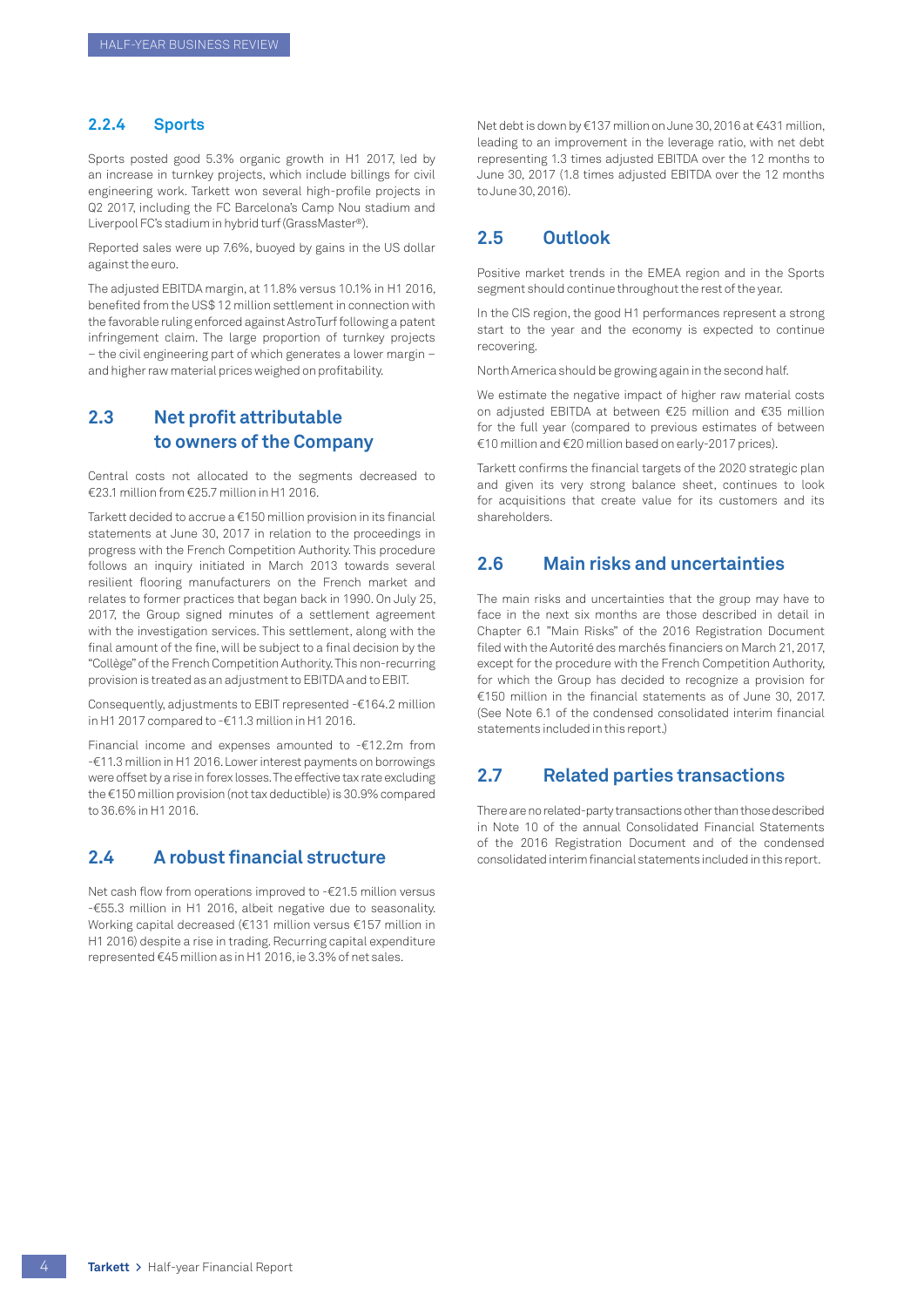### 2.2.4 Sports

Sports posted good 5.3% organic growth in H1 2017, led by an increase in turnkey projects, which include billings for civil engineering work. Tarkett won several high-profile projects in Q2 2017, including the FC Barcelona's Camp Nou stadium and Liverpool FC's stadium in hybrid turf (GrassMaster®).

Reported sales were up 7.6%, buoyed by gains in the US dollar against the euro.

The adjusted EBITDA margin, at 11.8% versus 10.1% in H1 2016, benefited from the US$ 12 million settlement in connection with the favorable ruling enforced against AstroTurf following a patent infringement claim. The large proportion of turnkey projects – the civil engineering part of which generates a lower margin – and higher raw material prices weighed on profitability.

## 2.3 Net profit attributable to owners of the Company

Central costs not allocated to the segments decreased to €23.1 million from €25.7 million in H1 2016.

Tarkett decided to accrue a €150 million provision in its financial statements at June 30, 2017 in relation to the proceedings in progress with the French Competition Authority. This procedure follows an inquiry initiated in March 2013 towards several resilient flooring manufacturers on the French market and relates to former practices that began back in 1990. On July 25, 2017, the Group signed minutes of a settlement agreement with the investigation services. This settlement, along with the final amount of the fine, will be subject to a final decision by the "Collège" of the French Competition Authority. This non-recurring provision is treated as an adjustment to EBITDA and to EBIT.

Consequently, adjustments to EBIT represented -€164.2 million in H1 2017 compared to -€11.3 million in H1 2016.

Financial income and expenses amounted to -€12.2m from -€11.3 million in H1 2016. Lower interest payments on borrowings were offset by a rise in forex losses. The effective tax rate excluding the €150 million provision (not tax deductible) is 30.9% compared to 36.6% in H1 2016.

## 2.4 A robust financial structure

Net cash flow from operations improved to -€21.5 million versus -€55.3 million in H1 2016, albeit negative due to seasonality. Working capital decreased (€131 million versus €157 million in H1 2016) despite a rise in trading. Recurring capital expenditure represented €45 million as in H1 2016, ie 3.3% of net sales.

Net debt is down by €137 million on June 30, 2016 at €431 million, leading to an improvement in the leverage ratio, with net debt representing 1.3 times adjusted EBITDA over the 12 months to June 30, 2017 (1.8 times adjusted EBITDA over the 12 months to June 30, 2016).

## 2.5 Outlook

Positive market trends in the EMEA region and in the Sports segment should continue throughout the rest of the year.

In the CIS region, the good H1 performances represent a strong start to the year and the economy is expected to continue recovering.

North America should be growing again in the second half.

We estimate the negative impact of higher raw material costs on adjusted EBITDA at between €25 million and €35 million for the full year (compared to previous estimates of between €10 million and €20 million based on early-2017 prices).

Tarkett confirms the financial targets of the 2020 strategic plan and given its very strong balance sheet, continues to look for acquisitions that create value for its customers and its shareholders.

## 2.6 Main risks and uncertainties

The main risks and uncertainties that the group may have to face in the next six months are those described in detail in Chapter 6.1 "Main Risks" of the 2016 Registration Document filed with the Autorité des marchés financiers on March 21, 2017, except for the procedure with the French Competition Authority, for which the Group has decided to recognize a provision for €150 million in the financial statements as of June 30, 2017. (See Note 6.1 of the condensed consolidated interim financial statements included in this report.)

## 2.7 Related parties transactions

There are no related-party transactions other than those described in Note 10 of the annual Consolidated Financial Statements of the 2016 Registration Document and of the condensed consolidated interim financial statements included in this report.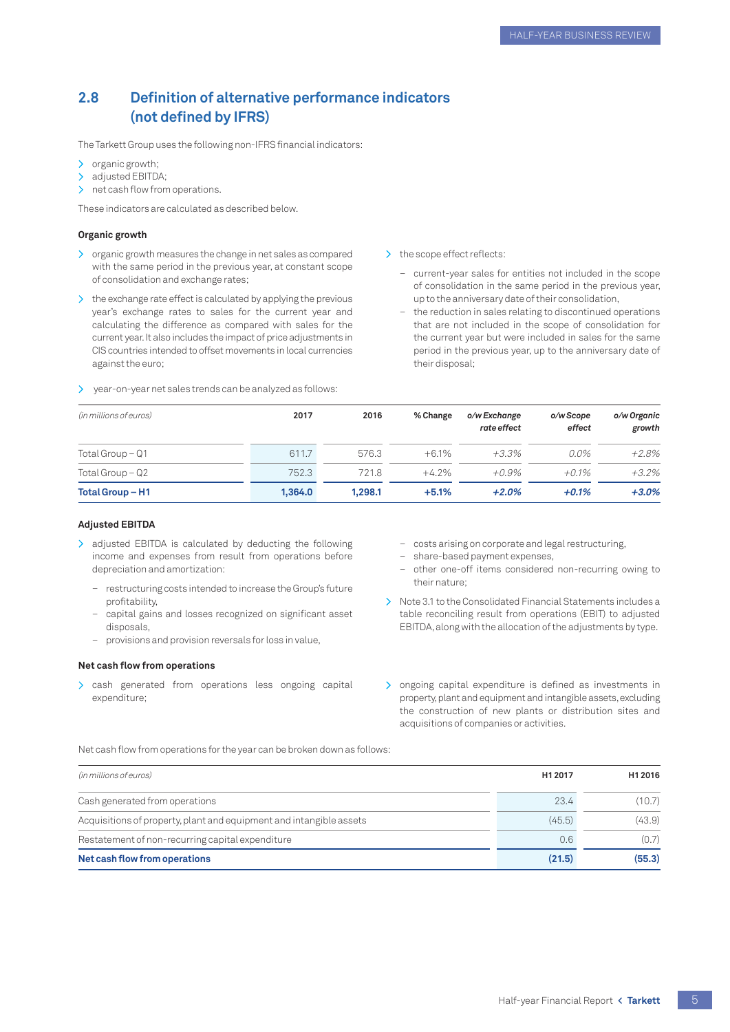## 2.8 Definition of alternative performance indicators (not defined by IFRS)

The Tarkett Group uses the following non-IFRS financial indicators:

- organic growth;
- adjusted EBITDA;
- net cash flow from operations.

These indicators are calculated as described below.

### Organic growth

- organic growth measures the change in net sales as compared with the same period in the previous year, at constant scope of consolidation and exchange rates;
- the exchange rate effect is calculated by applying the previous year's exchange rates to sales for the current year and calculating the difference as compared with sales for the current year. It also includes the impact of price adjustments in CIS countries intended to offset movements in local currencies against the euro;
- the scope effect reflects:
  - current-year sales for entities not included in the scope of consolidation in the same period in the previous year, up to the anniversary date of their consolidation,
  - the reduction in sales relating to discontinued operations that are not included in the scope of consolidation for the current year but were included in sales for the same period in the previous year, up to the anniversary date of their disposal;
- year-on-year net sales trends can be analyzed as follows:

| *(in millions of euros)* | 2017 | 2016 | % Change | *o/w Exchange rate effect* | *o/w Scope effect* | *o/w Organic growth* |
|---|---|---|---|---|---|---|
| Total Group – Q1 | 611.7 | 576.3 | +6.1% | *+3.3%* | *0.0%* | *+2.8%* |
| Total Group – Q2 | 752.3 | 721.8 | +4.2% | *+0.9%* | *+0.1%* | *+3.2%* |
| **Total Group – H1** | **1,364.0** | **1,298.1** | **+5.1%** | ***+2.0%*** | ***+0.1%*** | ***+3.0%*** |

### Adjusted EBITDA

- adjusted EBITDA is calculated by deducting the following income and expenses from result from operations before depreciation and amortization:
  - restructuring costs intended to increase the Group's future profitability,
  - capital gains and losses recognized on significant asset disposals,
  - provisions and provision reversals for loss in value,
  - costs arising on corporate and legal restructuring,
  - share-based payment expenses,
  - other one-off items considered non-recurring owing to their nature;
- Note 3.1 to the Consolidated Financial Statements includes a table reconciling result from operations (EBIT) to adjusted EBITDA, along with the allocation of the adjustments by type.

### Net cash flow from operations

- cash generated from operations less ongoing capital expenditure;
- ongoing capital expenditure is defined as investments in property, plant and equipment and intangible assets, excluding the construction of new plants or distribution sites and acquisitions of companies or activities.

Net cash flow from operations for the year can be broken down as follows:

| *(in millions of euros)* | H1 2017 | H1 2016 |
|---|---|---|
| Cash generated from operations | 23.4 | (10.7) |
| Acquisitions of property, plant and equipment and intangible assets | (45.5) | (43.9) |
| Restatement of non-recurring capital expenditure | 0.6 | (0.7) |
| **Net cash flow from operations** | **(21.5)** | **(55.3)** |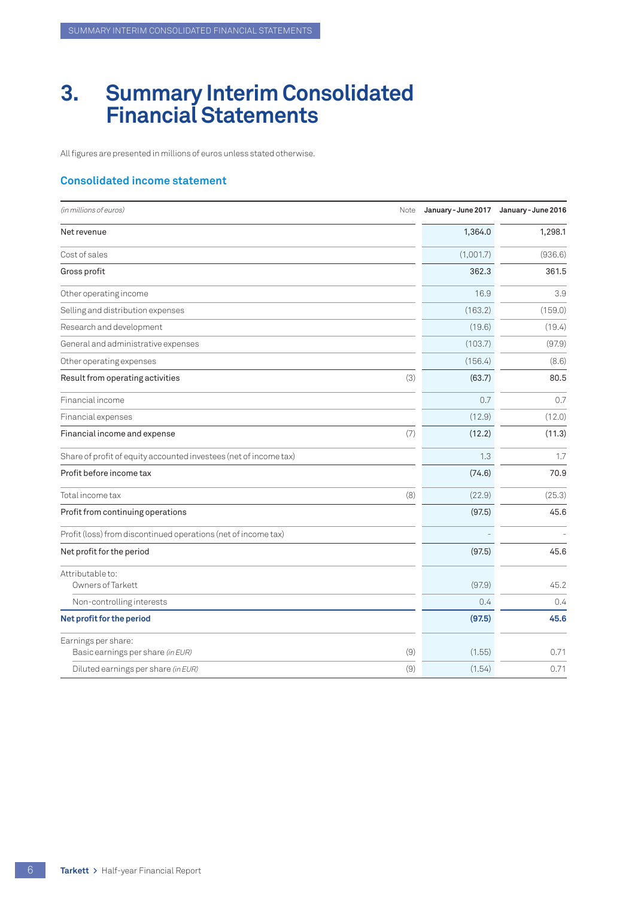# 3. Summary Interim Consolidated Financial Statements

All figures are presented in millions of euros unless stated otherwise.

## Consolidated income statement

| *(in millions of euros)* | Note | January - June 2017 | January - June 2016 |
|---|---|---|---|
| Net revenue | | 1,364.0 | 1,298.1 |
| Cost of sales | | (1,001.7) | (936.6) |
| Gross profit | | 362.3 | 361.5 |
| Other operating income | | 16.9 | 3.9 |
| Selling and distribution expenses | | (163.2) | (159.0) |
| Research and development | | (19.6) | (19.4) |
| General and administrative expenses | | (103.7) | (97.9) |
| Other operating expenses | | (156.4) | (8.6) |
| Result from operating activities | (3) | (63.7) | 80.5 |
| Financial income | | 0.7 | 0.7 |
| Financial expenses | | (12.9) | (12.0) |
| Financial income and expense | (7) | (12.2) | (11.3) |
| Share of profit of equity accounted investees (net of income tax) | | 1.3 | 1.7 |
| Profit before income tax | | (74.6) | 70.9 |
| Total income tax | (8) | (22.9) | (25.3) |
| Profit from continuing operations | | (97.5) | 45.6 |
| Profit (loss) from discontinued operations (net of income tax) | | - | - |
| Net profit for the period | | (97.5) | 45.6 |
| Attributable to: | | | |
| Owners of Tarkett | | (97.9) | 45.2 |
| Non-controlling interests | | 0.4 | 0.4 |
| **Net profit for the period** | | **(97.5)** | **45.6** |
| Earnings per share: | | | |
| Basic earnings per share *(in EUR)* | (9) | (1.55) | 0.71 |
| Diluted earnings per share *(in EUR)* | (9) | (1.54) | 0.71 |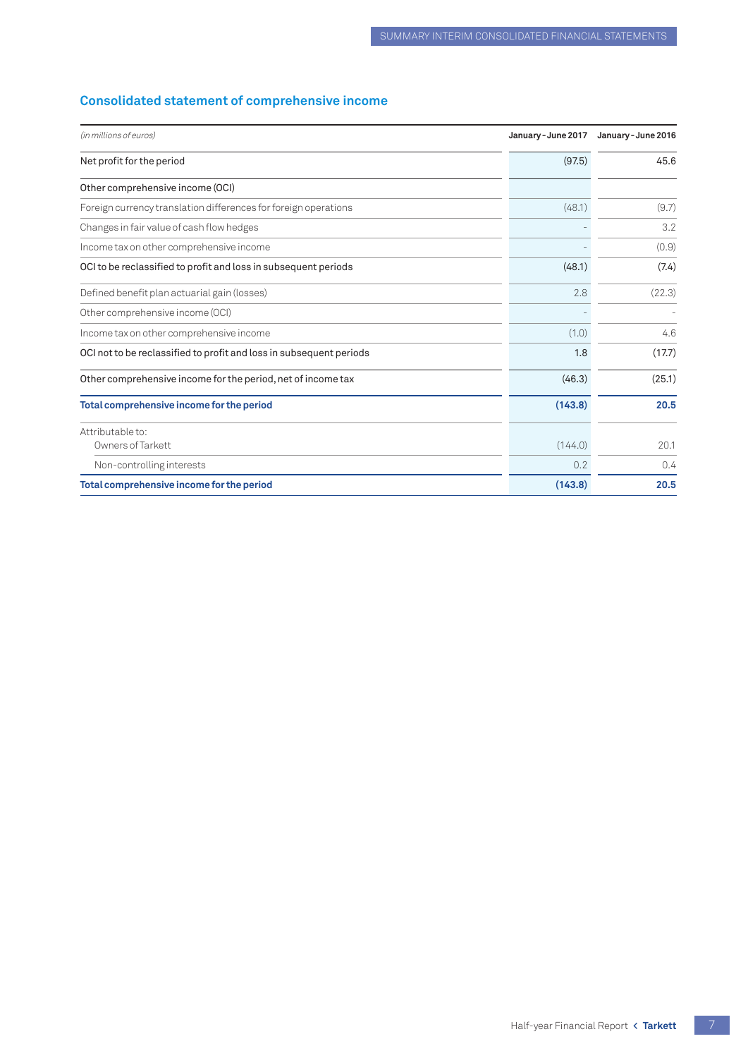## Consolidated statement of comprehensive income

| *(in millions of euros)* | January - June 2017 | January - June 2016 |
|---|---|---|
| Net profit for the period | (97.5) | 45.6 |
| Other comprehensive income (OCI) | | |
| Foreign currency translation differences for foreign operations | (48.1) | (9.7) |
| Changes in fair value of cash flow hedges | - | 3.2 |
| Income tax on other comprehensive income | - | (0.9) |
| OCI to be reclassified to profit and loss in subsequent periods | (48.1) | (7.4) |
| Defined benefit plan actuarial gain (losses) | 2.8 | (22.3) |
| Other comprehensive income (OCI) | - | - |
| Income tax on other comprehensive income | (1.0) | 4.6 |
| OCI not to be reclassified to profit and loss in subsequent periods | 1.8 | (17.7) |
| Other comprehensive income for the period, net of income tax | (46.3) | (25.1) |
| **Total comprehensive income for the period** | **(143.8)** | **20.5** |
| Attributable to: | | |
| Owners of Tarkett | (144.0) | 20.1 |
| Non-controlling interests | 0.2 | 0.4 |
| **Total comprehensive income for the period** | **(143.8)** | **20.5** |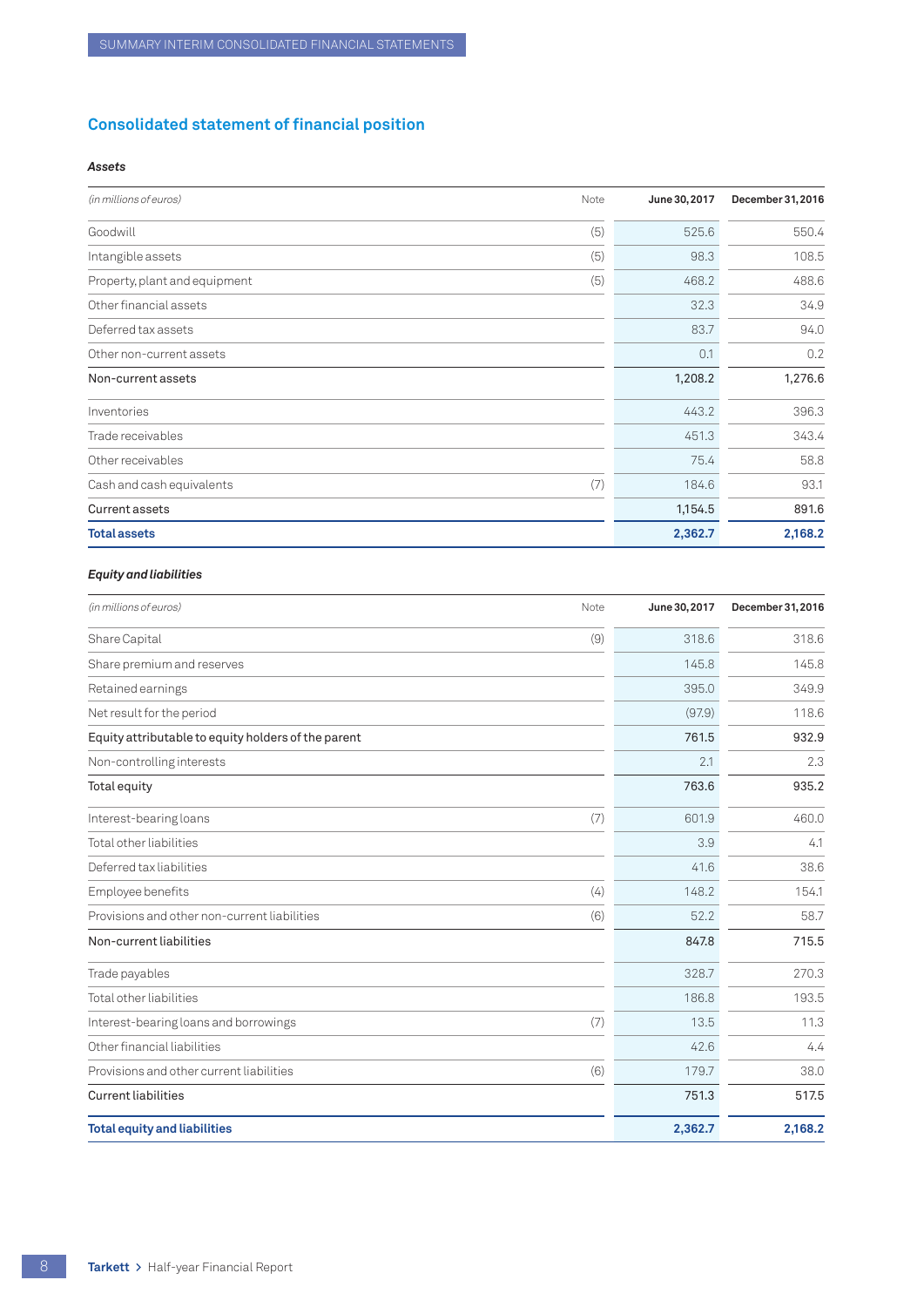## Consolidated statement of financial position

### *Assets*

| *(in millions of euros)* | Note | June 30, 2017 | December 31, 2016 |
|---|---|---|---|
| Goodwill | (5) | 525.6 | 550.4 |
| Intangible assets | (5) | 98.3 | 108.5 |
| Property, plant and equipment | (5) | 468.2 | 488.6 |
| Other financial assets | | 32.3 | 34.9 |
| Deferred tax assets | | 83.7 | 94.0 |
| Other non-current assets | | 0.1 | 0.2 |
| Non-current assets | | 1,208.2 | 1,276.6 |
| Inventories | | 443.2 | 396.3 |
| Trade receivables | | 451.3 | 343.4 |
| Other receivables | | 75.4 | 58.8 |
| Cash and cash equivalents | (7) | 184.6 | 93.1 |
| Current assets | | 1,154.5 | 891.6 |
| **Total assets** | | **2,362.7** | **2,168.2** |

### *Equity and liabilities*

| *(in millions of euros)* | Note | June 30, 2017 | December 31, 2016 |
|---|---|---|---|
| Share Capital | (9) | 318.6 | 318.6 |
| Share premium and reserves | | 145.8 | 145.8 |
| Retained earnings | | 395.0 | 349.9 |
| Net result for the period | | (97.9) | 118.6 |
| Equity attributable to equity holders of the parent | | 761.5 | 932.9 |
| Non-controlling interests | | 2.1 | 2.3 |
| Total equity | | 763.6 | 935.2 |
| Interest-bearing loans | (7) | 601.9 | 460.0 |
| Total other liabilities | | 3.9 | 4.1 |
| Deferred tax liabilities | | 41.6 | 38.6 |
| Employee benefits | (4) | 148.2 | 154.1 |
| Provisions and other non-current liabilities | (6) | 52.2 | 58.7 |
| Non-current liabilities | | 847.8 | 715.5 |
| Trade payables | | 328.7 | 270.3 |
| Total other liabilities | | 186.8 | 193.5 |
| Interest-bearing loans and borrowings | (7) | 13.5 | 11.3 |
| Other financial liabilities | | 42.6 | 4.4 |
| Provisions and other current liabilities | (6) | 179.7 | 38.0 |
| Current liabilities | | 751.3 | 517.5 |
| **Total equity and liabilities** | | **2,362.7** | **2,168.2** |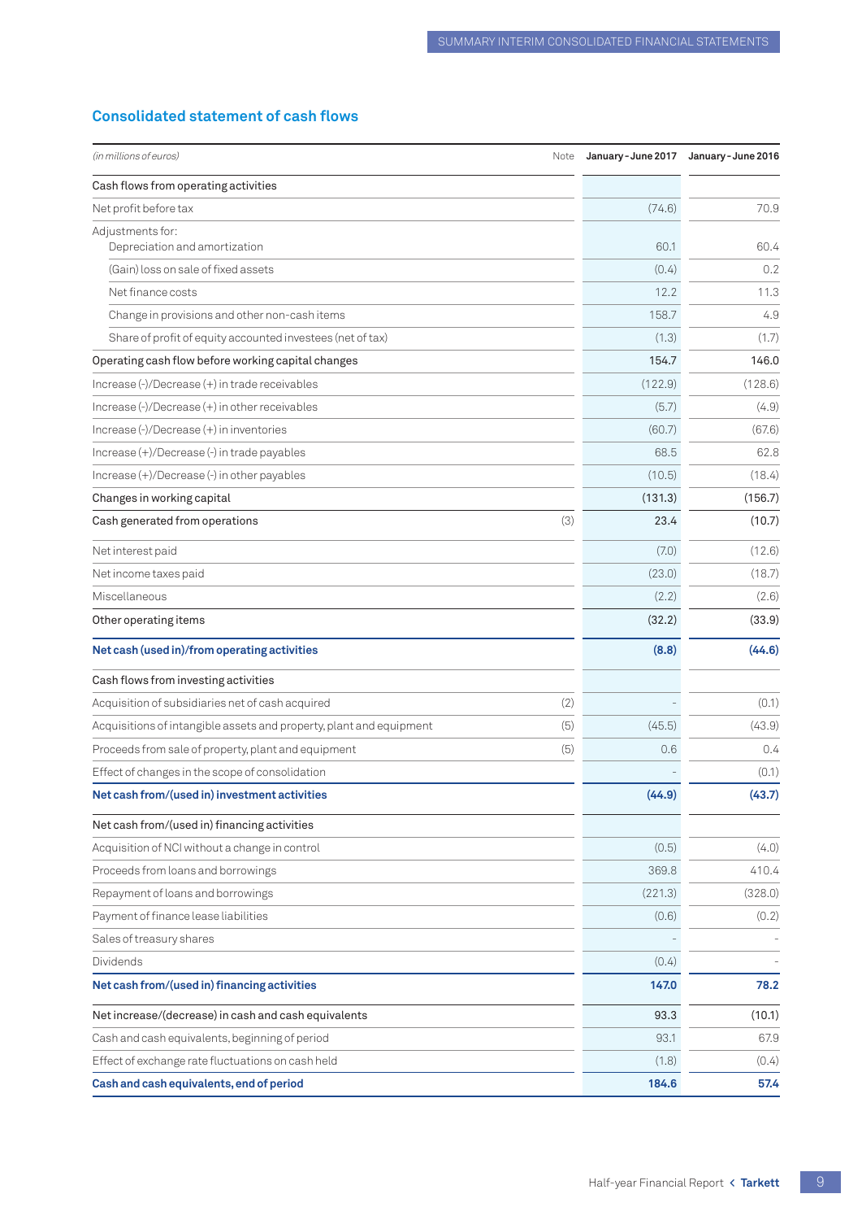## Consolidated statement of cash flows

| *(in millions of euros)* | Note | January - June 2017 | January - June 2016 |
|---|---|---|---|
| Cash flows from operating activities | | | |
| Net profit before tax | | (74.6) | 70.9 |
| Adjustments for: Depreciation and amortization | | 60.1 | 60.4 |
| (Gain) loss on sale of fixed assets | | (0.4) | 0.2 |
| Net finance costs | | 12.2 | 11.3 |
| Change in provisions and other non-cash items | | 158.7 | 4.9 |
| Share of profit of equity accounted investees (net of tax) | | (1.3) | (1.7) |
| Operating cash flow before working capital changes | | 154.7 | 146.0 |
| Increase (-)/Decrease (+) in trade receivables | | (122.9) | (128.6) |
| Increase (-)/Decrease (+) in other receivables | | (5.7) | (4.9) |
| Increase (-)/Decrease (+) in inventories | | (60.7) | (67.6) |
| Increase (+)/Decrease (-) in trade payables | | 68.5 | 62.8 |
| Increase (+)/Decrease (-) in other payables | | (10.5) | (18.4) |
| Changes in working capital | | (131.3) | (156.7) |
| Cash generated from operations | (3) | 23.4 | (10.7) |
| Net interest paid | | (7.0) | (12.6) |
| Net income taxes paid | | (23.0) | (18.7) |
| Miscellaneous | | (2.2) | (2.6) |
| Other operating items | | (32.2) | (33.9) |
| **Net cash (used in)/from operating activities** | | **(8.8)** | **(44.6)** |
| Cash flows from investing activities | | | |
| Acquisition of subsidiaries net of cash acquired | (2) | - | (0.1) |
| Acquisitions of intangible assets and property, plant and equipment | (5) | (45.5) | (43.9) |
| Proceeds from sale of property, plant and equipment | (5) | 0.6 | 0.4 |
| Effect of changes in the scope of consolidation | | - | (0.1) |
| **Net cash from/(used in) investment activities** | | **(44.9)** | **(43.7)** |
| Net cash from/(used in) financing activities | | | |
| Acquisition of NCI without a change in control | | (0.5) | (4.0) |
| Proceeds from loans and borrowings | | 369.8 | 410.4 |
| Repayment of loans and borrowings | | (221.3) | (328.0) |
| Payment of finance lease liabilities | | (0.6) | (0.2) |
| Sales of treasury shares | | - | - |
| Dividends | | (0.4) | - |
| **Net cash from/(used in) financing activities** | | **147.0** | **78.2** |
| Net increase/(decrease) in cash and cash equivalents | | 93.3 | (10.1) |
| Cash and cash equivalents, beginning of period | | 93.1 | 67.9 |
| Effect of exchange rate fluctuations on cash held | | (1.8) | (0.4) |
| **Cash and cash equivalents, end of period** | | **184.6** | **57.4** |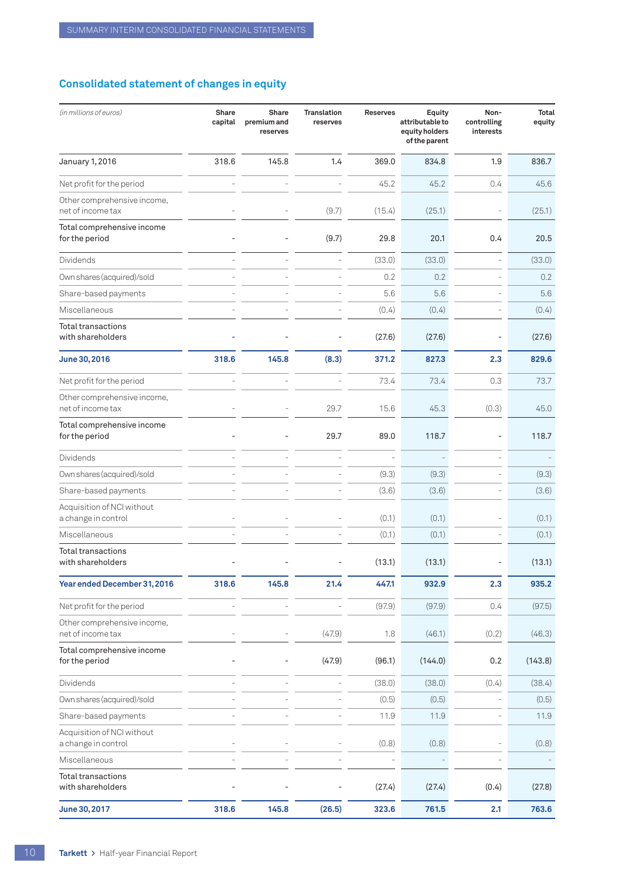## Consolidated statement of changes in equity

| *(in millions of euros)* | Share capital | Share premium and reserves | Translation reserves | Reserves | Equity attributable to equity holders of the parent | Non-controlling interests | Total equity |
|---|---|---|---|---|---|---|---|
| January 1, 2016 | 318.6 | 145.8 | 1.4 | 369.0 | 834.8 | 1.9 | 836.7 |
| Net profit for the period | - | - | - | 45.2 | 45.2 | 0.4 | 45.6 |
| Other comprehensive income, net of income tax | - | - | (9.7) | (15.4) | (25.1) | - | (25.1) |
| Total comprehensive income for the period | - | - | (9.7) | 29.8 | 20.1 | 0.4 | 20.5 |
| Dividends | - | - | - | (33.0) | (33.0) | - | (33.0) |
| Own shares (acquired)/sold | - | - | - | 0.2 | 0.2 | - | 0.2 |
| Share-based payments | - | - | - | 5.6 | 5.6 | - | 5.6 |
| Miscellaneous | - | - | - | (0.4) | (0.4) | - | (0.4) |
| Total transactions with shareholders | - | - | - | (27.6) | (27.6) | - | (27.6) |
| **June 30, 2016** | **318.6** | **145.8** | **(8.3)** | **371.2** | **827.3** | **2.3** | **829.6** |
| Net profit for the period | - | - | - | 73.4 | 73.4 | 0.3 | 73.7 |
| Other comprehensive income, net of income tax | - | - | 29.7 | 15.6 | 45.3 | (0.3) | 45.0 |
| Total comprehensive income for the period | - | - | 29.7 | 89.0 | 118.7 | - | 118.7 |
| Dividends | - | - | - | - | - | - | - |
| Own shares (acquired)/sold | - | - | - | (9.3) | (9.3) | - | (9.3) |
| Share-based payments | - | - | - | (3.6) | (3.6) | - | (3.6) |
| Acquisition of NCI without a change in control | - | - | - | (0.1) | (0.1) | - | (0.1) |
| Miscellaneous | - | - | - | (0.1) | (0.1) | - | (0.1) |
| Total transactions with shareholders | - | - | - | (13.1) | (13.1) | - | (13.1) |
| **Year ended December 31, 2016** | **318.6** | **145.8** | **21.4** | **447.1** | **932.9** | **2.3** | **935.2** |
| Net profit for the period | - | - | - | (97.9) | (97.9) | 0.4 | (97.5) |
| Other comprehensive income, net of income tax | - | - | (47.9) | 1.8 | (46.1) | (0.2) | (46.3) |
| Total comprehensive income for the period | - | - | (47.9) | (96.1) | (144.0) | 0.2 | (143.8) |
| Dividends | - | - | - | (38.0) | (38.0) | (0.4) | (38.4) |
| Own shares (acquired)/sold | - | - | - | (0.5) | (0.5) | - | (0.5) |
| Share-based payments | - | - | - | 11.9 | 11.9 | - | 11.9 |
| Acquisition of NCI without a change in control | - | - | - | (0.8) | (0.8) | - | (0.8) |
| Miscellaneous | - | - | - | - | - | - | - |
| Total transactions with shareholders | - | - | - | (27.4) | (27.4) | (0.4) | (27.8) |
| **June 30, 2017** | **318.6** | **145.8** | **(26.5)** | **323.6** | **761.5** | **2.1** | **763.6** |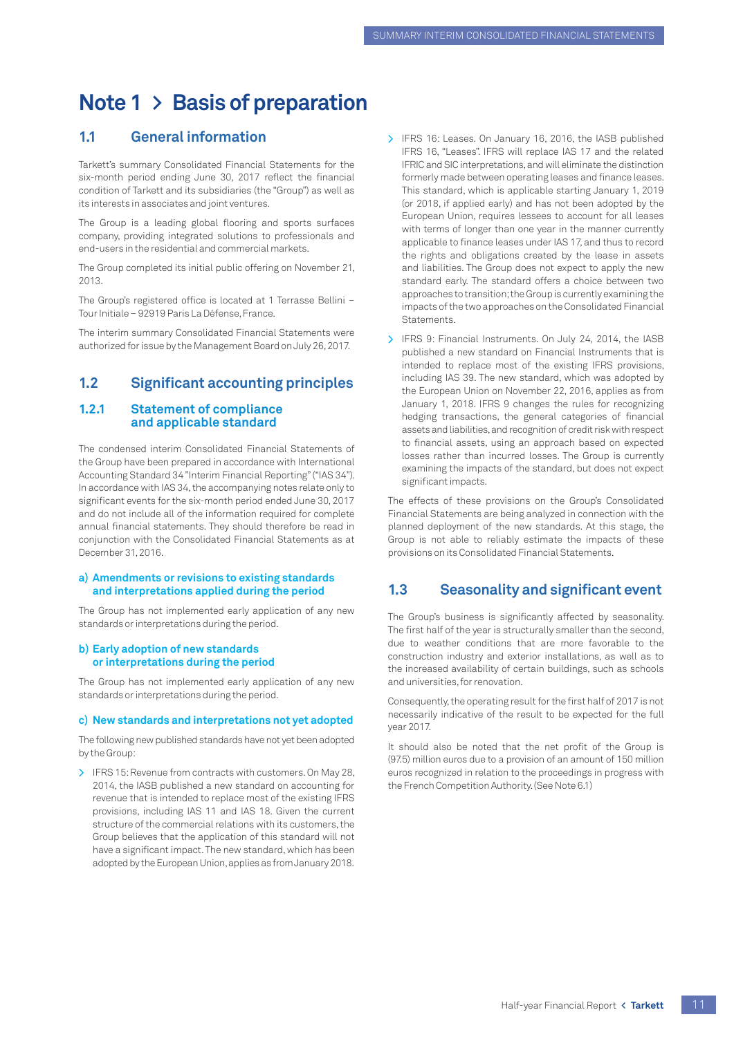# Note 1 > Basis of preparation

## 1.1 General information

Tarkett's summary Consolidated Financial Statements for the six-month period ending June 30, 2017 reflect the financial condition of Tarkett and its subsidiaries (the "Group") as well as its interests in associates and joint ventures.

The Group is a leading global flooring and sports surfaces company, providing integrated solutions to professionals and end-users in the residential and commercial markets.

The Group completed its initial public offering on November 21, 2013.

The Group's registered office is located at 1 Terrasse Bellini – Tour Initiale – 92919 Paris La Défense, France.

The interim summary Consolidated Financial Statements were authorized for issue by the Management Board on July 26, 2017.

## 1.2 Significant accounting principles

### 1.2.1 Statement of compliance and applicable standard

The condensed interim Consolidated Financial Statements of the Group have been prepared in accordance with International Accounting Standard 34 "Interim Financial Reporting" ("IAS 34"). In accordance with IAS 34, the accompanying notes relate only to significant events for the six-month period ended June 30, 2017 and do not include all of the information required for complete annual financial statements. They should therefore be read in conjunction with the Consolidated Financial Statements as at December 31, 2016.

#### a) Amendments or revisions to existing standards and interpretations applied during the period

The Group has not implemented early application of any new standards or interpretations during the period.

#### b) Early adoption of new standards or interpretations during the period

The Group has not implemented early application of any new standards or interpretations during the period.

#### c) New standards and interpretations not yet adopted

The following new published standards have not yet been adopted by the Group:

- IFRS 15: Revenue from contracts with customers. On May 28, 2014, the IASB published a new standard on accounting for revenue that is intended to replace most of the existing IFRS provisions, including IAS 11 and IAS 18. Given the current structure of the commercial relations with its customers, the Group believes that the application of this standard will not have a significant impact. The new standard, which has been adopted by the European Union, applies as from January 2018.
- IFRS 16: Leases. On January 16, 2016, the IASB published IFRS 16, "Leases". IFRS will replace IAS 17 and the related IFRIC and SIC interpretations, and will eliminate the distinction formerly made between operating leases and finance leases. This standard, which is applicable starting January 1, 2019 (or 2018, if applied early) and has not been adopted by the European Union, requires lessees to account for all leases with terms of longer than one year in the manner currently applicable to finance leases under IAS 17, and thus to record the rights and obligations created by the lease in assets and liabilities. The Group does not expect to apply the new standard early. The standard offers a choice between two approaches to transition; the Group is currently examining the impacts of the two approaches on the Consolidated Financial Statements.
- IFRS 9: Financial Instruments. On July 24, 2014, the IASB published a new standard on Financial Instruments that is intended to replace most of the existing IFRS provisions, including IAS 39. The new standard, which was adopted by the European Union on November 22, 2016, applies as from January 1, 2018. IFRS 9 changes the rules for recognizing hedging transactions, the general categories of financial assets and liabilities, and recognition of credit risk with respect to financial assets, using an approach based on expected losses rather than incurred losses. The Group is currently examining the impacts of the standard, but does not expect significant impacts.

The effects of these provisions on the Group's Consolidated Financial Statements are being analyzed in connection with the planned deployment of the new standards. At this stage, the Group is not able to reliably estimate the impacts of these provisions on its Consolidated Financial Statements.

## 1.3 Seasonality and significant event

The Group's business is significantly affected by seasonality. The first half of the year is structurally smaller than the second, due to weather conditions that are more favorable to the construction industry and exterior installations, as well as to the increased availability of certain buildings, such as schools and universities, for renovation.

Consequently, the operating result for the first half of 2017 is not necessarily indicative of the result to be expected for the full year 2017.

It should also be noted that the net profit of the Group is (97.5) million euros due to a provision of an amount of 150 million euros recognized in relation to the proceedings in progress with the French Competition Authority. (See Note 6.1)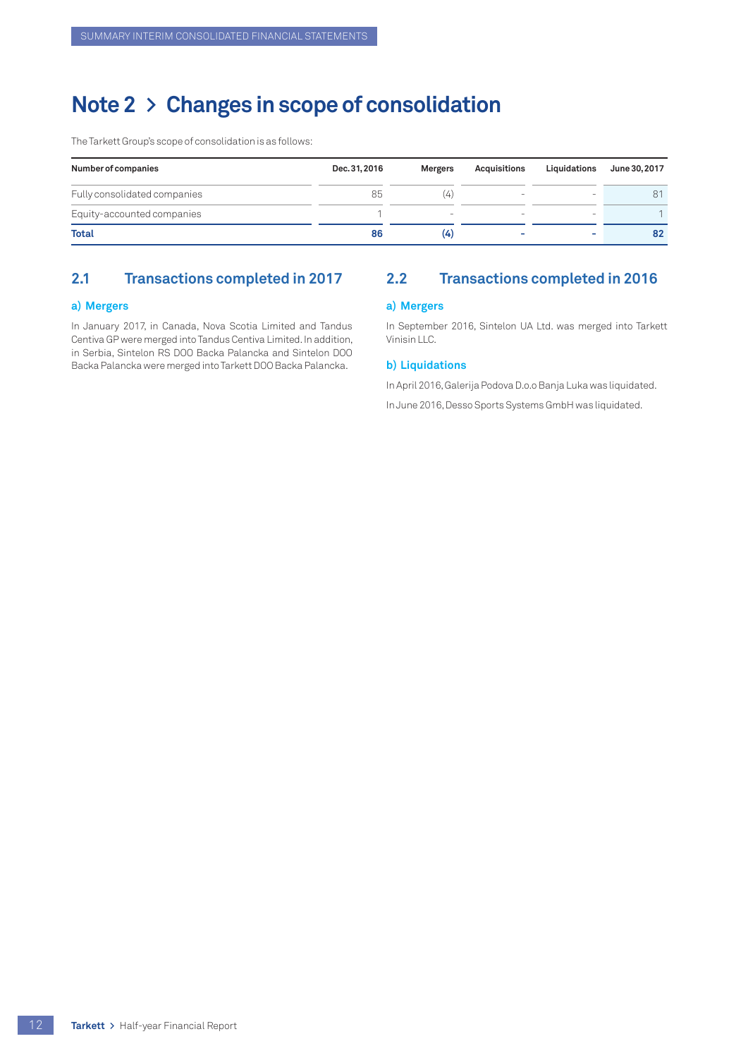# Note 2 > Changes in scope of consolidation

The Tarkett Group's scope of consolidation is as follows:

| Number of companies | Dec. 31, 2016 | Mergers | Acquisitions | Liquidations | June 30, 2017 |
|---|---|---|---|---|---|
| Fully consolidated companies | 85 | (4) | - | - | 81 |
| Equity-accounted companies | 1 | - | - | - | 1 |
| **Total** | **86** | **(4)** | **-** | **-** | **82** |

## 2.1 Transactions completed in 2017

### a) Mergers

In January 2017, in Canada, Nova Scotia Limited and Tandus Centiva GP were merged into Tandus Centiva Limited. In addition, in Serbia, Sintelon RS DOO Backa Palancka and Sintelon DOO Backa Palancka were merged into Tarkett DOO Backa Palancka.

## 2.2 Transactions completed in 2016

### a) Mergers

In September 2016, Sintelon UA Ltd. was merged into Tarkett Vinisin LLC.

### b) Liquidations

In April 2016, Galerija Podova D.o.o Banja Luka was liquidated.

In June 2016, Desso Sports Systems GmbH was liquidated.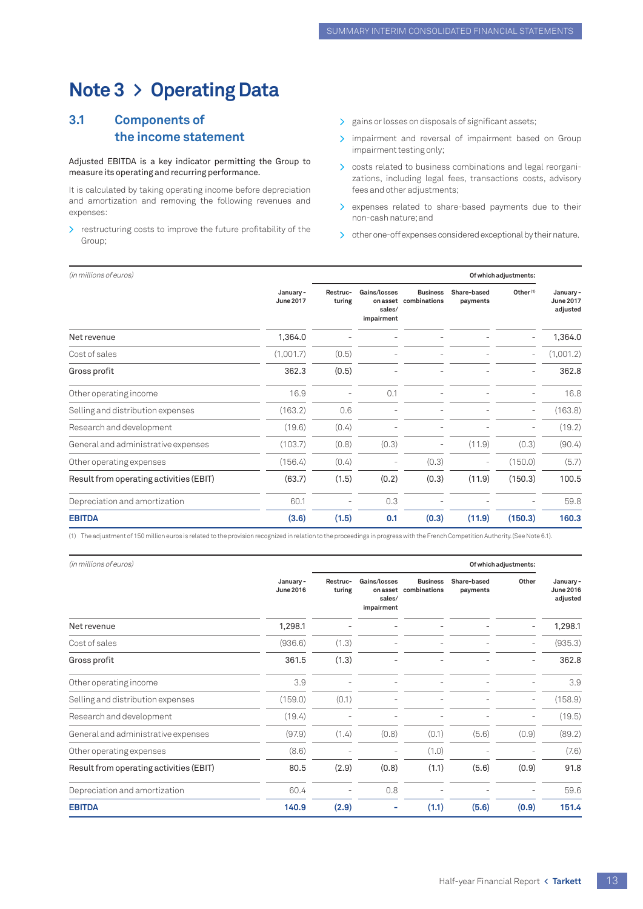# Note 3 > Operating Data

## 3.1 Components of the income statement

Adjusted EBITDA is a key indicator permitting the Group to measure its operating and recurring performance.

It is calculated by taking operating income before depreciation and amortization and removing the following revenues and expenses:

- restructuring costs to improve the future profitability of the Group;
- gains or losses on disposals of significant assets;
- impairment and reversal of impairment based on Group impairment testing only;
- costs related to business combinations and legal reorganizations, including legal fees, transactions costs, advisory fees and other adjustments;
- expenses related to share-based payments due to their non-cash nature; and
- other one-off expenses considered exceptional by their nature.

| *(in millions of euros)* | | Of which adjustments: | | | | | |
|---|---|---|---|---|---|---|---|
| | **January - June 2017** | **Restructuring** | **Gains/losses on asset sales/ impairment** | **Business combinations** | **Share-based payments** | **Other [1]** | **January - June 2017 adjusted** |
| Net revenue | 1,364.0 | - | - | - | - | - | 1,364.0 |
| Cost of sales | (1,001.7) | (0.5) | - | - | - | - | (1,001.2) |
| Gross profit | 362.3 | (0.5) | - | - | - | - | 362.8 |
| Other operating income | 16.9 | - | 0.1 | - | - | - | 16.8 |
| Selling and distribution expenses | (163.2) | 0.6 | - | - | - | - | (163.8) |
| Research and development | (19.6) | (0.4) | - | - | - | - | (19.2) |
| General and administrative expenses | (103.7) | (0.8) | (0.3) | - | (11.9) | (0.3) | (90.4) |
| Other operating expenses | (156.4) | (0.4) | - | (0.3) | - | (150.0) | (5.7) |
| Result from operating activities (EBIT) | (63.7) | (1.5) | (0.2) | (0.3) | (11.9) | (150.3) | 100.5 |
| Depreciation and amortization | 60.1 | - | 0.3 | - | - | - | 59.8 |
| **EBITDA** | **(3.6)** | **(1.5)** | **0.1** | **(0.3)** | **(11.9)** | **(150.3)** | **160.3** |

(1) The adjustment of 150 million euros is related to the provision recognized in relation to the proceedings in progress with the French Competition Authority. (See Note 6.1).

| *(in millions of euros)* | | Of which adjustments: | | | | | |
|---|---|---|---|---|---|---|---|
| | **January - June 2016** | **Restructuring** | **Gains/losses on asset sales/ impairment** | **Business combinations** | **Share-based payments** | **Other** | **January - June 2016 adjusted** |
| Net revenue | 1,298.1 | - | - | - | - | - | 1,298.1 |
| Cost of sales | (936.6) | (1.3) | - | - | - | - | (935.3) |
| Gross profit | 361.5 | (1.3) | - | - | - | - | 362.8 |
| Other operating income | 3.9 | - | - | - | - | - | 3.9 |
| Selling and distribution expenses | (159.0) | (0.1) | - | - | - | - | (158.9) |
| Research and development | (19.4) | - | - | - | - | - | (19.5) |
| General and administrative expenses | (97.9) | (1.4) | (0.8) | (0.1) | (5.6) | (0.9) | (89.2) |
| Other operating expenses | (8.6) | - | - | (1.0) | - | - | (7.6) |
| Result from operating activities (EBIT) | 80.5 | (2.9) | (0.8) | (1.1) | (5.6) | (0.9) | 91.8 |
| Depreciation and amortization | 60.4 | - | 0.8 | - | - | - | 59.6 |
| **EBITDA** | **140.9** | **(2.9)** | **-** | **(1.1)** | **(5.6)** | **(0.9)** | **151.4** |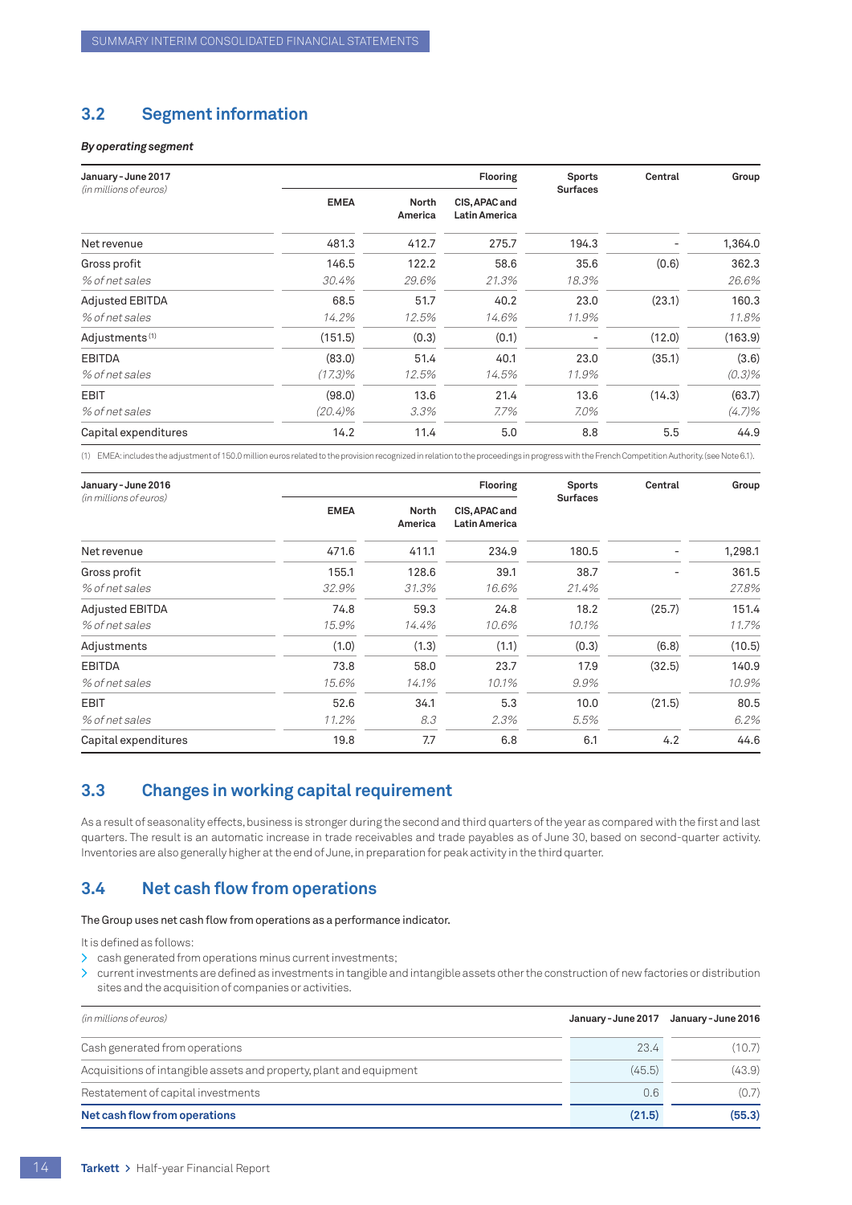## 3.2 Segment information

***By operating segment***

| January - June 2017<br>*(in millions of euros)* | Flooring | | | Sports Surfaces | Central | Group |
|---|---|---|---|---|---|---|
| | EMEA | North America | CIS, APAC and Latin America | | | |
| Net revenue | 481.3 | 412.7 | 275.7 | 194.3 | - | 1,364.0 |
| Gross profit | 146.5 | 122.2 | 58.6 | 35.6 | (0.6) | 362.3 |
| *% of net sales* | *30.4%* | *29.6%* | *21.3%* | *18.3%* | | *26.6%* |
| Adjusted EBITDA | 68.5 | 51.7 | 40.2 | 23.0 | (23.1) | 160.3 |
| *% of net sales* | *14.2%* | *12.5%* | *14.6%* | *11.9%* | | *11.8%* |
| Adjustments [(1)] | (151.5) | (0.3) | (0.1) | - | (12.0) | (163.9) |
| EBITDA | (83.0) | 51.4 | 40.1 | 23.0 | (35.1) | (3.6) |
| *% of net sales* | *(17.3)%* | *12.5%* | *14.5%* | *11.9%* | | *(0.3)%* |
| EBIT | (98.0) | 13.6 | 21.4 | 13.6 | (14.3) | (63.7) |
| *% of net sales* | *(20.4)%* | *3.3%* | *7.7%* | *7.0%* | | *(4.7)%* |
| Capital expenditures | 14.2 | 11.4 | 5.0 | 8.8 | 5.5 | 44.9 |

(1) EMEA: includes the adjustment of 150.0 million euros related to the provision recognized in relation to the proceedings in progress with the French Competition Authority. (see Note 6.1).

| January - June 2016<br>*(in millions of euros)* | Flooring | | | Sports Surfaces | Central | Group |
|---|---|---|---|---|---|---|
| | EMEA | North America | CIS, APAC and Latin America | | | |
| Net revenue | 471.6 | 411.1 | 234.9 | 180.5 | - | 1,298.1 |
| Gross profit | 155.1 | 128.6 | 39.1 | 38.7 | - | 361.5 |
| *% of net sales* | *32.9%* | *31.3%* | *16.6%* | *21.4%* | | *27.8%* |
| Adjusted EBITDA | 74.8 | 59.3 | 24.8 | 18.2 | (25.7) | 151.4 |
| *% of net sales* | *15.9%* | *14.4%* | *10.6%* | *10.1%* | | *11.7%* |
| Adjustments | (1.0) | (1.3) | (1.1) | (0.3) | (6.8) | (10.5) |
| EBITDA | 73.8 | 58.0 | 23.7 | 17.9 | (32.5) | 140.9 |
| *% of net sales* | *15.6%* | *14.1%* | *10.1%* | *9.9%* | | *10.9%* |
| EBIT | 52.6 | 34.1 | 5.3 | 10.0 | (21.5) | 80.5 |
| *% of net sales* | *11.2%* | *8.3* | *2.3%* | *5.5%* | | *6.2%* |
| Capital expenditures | 19.8 | 7.7 | 6.8 | 6.1 | 4.2 | 44.6 |

## 3.3 Changes in working capital requirement

As a result of seasonality effects, business is stronger during the second and third quarters of the year as compared with the first and last quarters. The result is an automatic increase in trade receivables and trade payables as of June 30, based on second-quarter activity. Inventories are also generally higher at the end of June, in preparation for peak activity in the third quarter.

## 3.4 Net cash flow from operations

The Group uses net cash flow from operations as a performance indicator.

It is defined as follows:

- cash generated from operations minus current investments;
- current investments are defined as investments in tangible and intangible assets other the construction of new factories or distribution sites and the acquisition of companies or activities.

| *(in millions of euros)* | January - June 2017 | January - June 2016 |
|---|---|---|
| Cash generated from operations | 23.4 | (10.7) |
| Acquisitions of intangible assets and property, plant and equipment | (45.5) | (43.9) |
| Restatement of capital investments | 0.6 | (0.7) |
| **Net cash flow from operations** | **(21.5)** | **(55.3)** |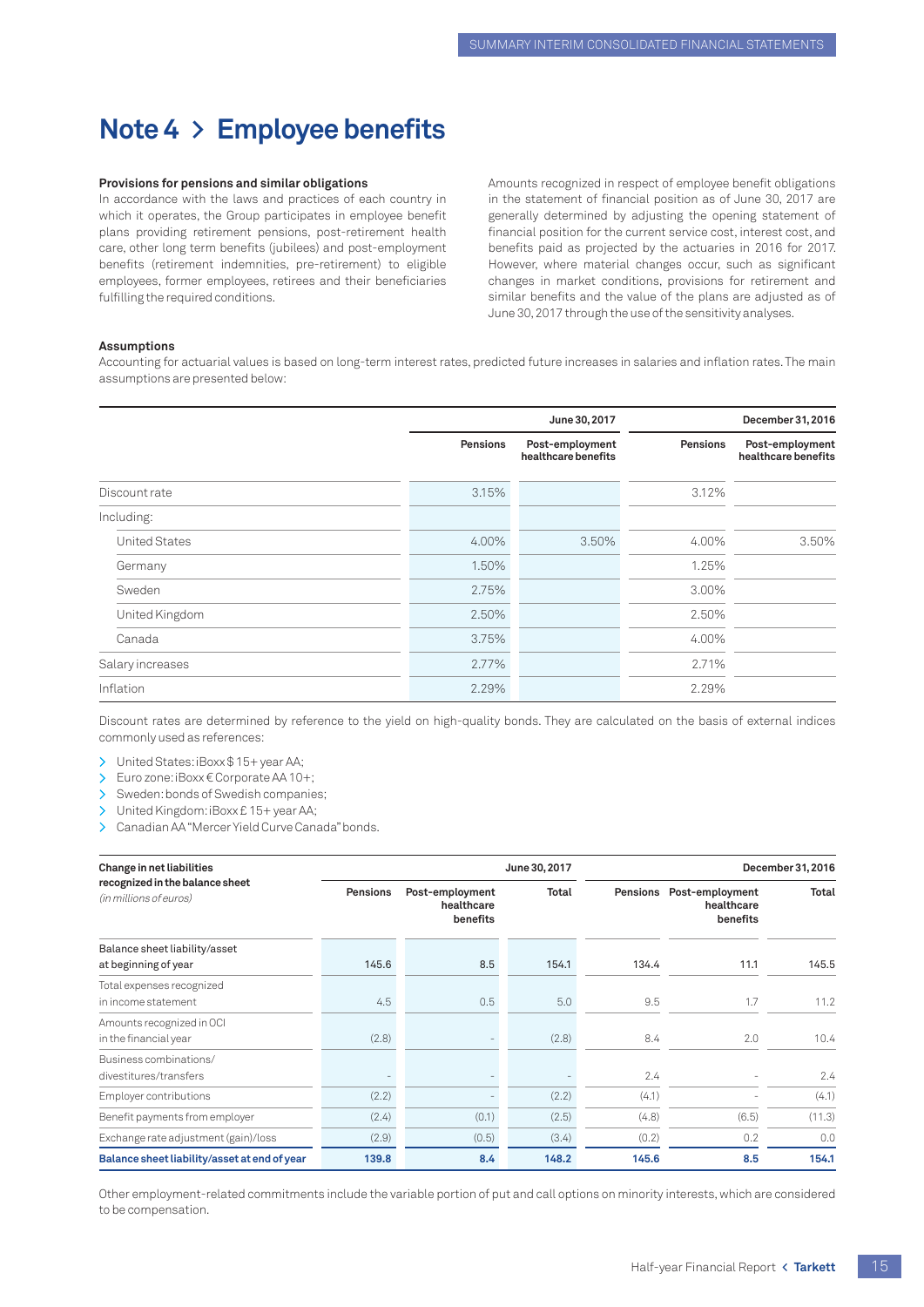# Note 4 > Employee benefits

**Provisions for pensions and similar obligations**

In accordance with the laws and practices of each country in which it operates, the Group participates in employee benefit plans providing retirement pensions, post-retirement health care, other long term benefits (jubilees) and post-employment benefits (retirement indemnities, pre-retirement) to eligible employees, former employees, retirees and their beneficiaries fulfilling the required conditions.

Amounts recognized in respect of employee benefit obligations in the statement of financial position as of June 30, 2017 are generally determined by adjusting the opening statement of financial position for the current service cost, interest cost, and benefits paid as projected by the actuaries in 2016 for 2017. However, where material changes occur, such as significant changes in market conditions, provisions for retirement and similar benefits and the value of the plans are adjusted as of June 30, 2017 through the use of the sensitivity analyses.

**Assumptions**

Accounting for actuarial values is based on long-term interest rates, predicted future increases in salaries and inflation rates. The main assumptions are presented below:

| | June 30, 2017 | | December 31, 2016 | |
|---|---|---|---|---|
| | Pensions | Post-employment healthcare benefits | Pensions | Post-employment healthcare benefits |
| Discount rate | 3.15% | | 3.12% | |
| Including: | | | | |
| United States | 4.00% | 3.50% | 4.00% | 3.50% |
| Germany | 1.50% | | 1.25% | |
| Sweden | 2.75% | | 3.00% | |
| United Kingdom | 2.50% | | 2.50% | |
| Canada | 3.75% | | 4.00% | |
| Salary increases | 2.77% | | 2.71% | |
| Inflation | 2.29% | | 2.29% | |

Discount rates are determined by reference to the yield on high-quality bonds. They are calculated on the basis of external indices commonly used as references:

- United States: iBoxx $ 15+ year AA;
- Euro zone: iBoxx € Corporate AA 10+;
- Sweden: bonds of Swedish companies;
- United Kingdom: iBoxx £ 15+ year AA;
- Canadian AA "Mercer Yield Curve Canada" bonds.

| **Change in net liabilities recognized in the balance sheet** *(in millions of euros)* | June 30, 2017 | | | December 31, 2016 | | |
|---|---|---|---|---|---|---|
| | Pensions | Post-employment healthcare benefits | Total | Pensions | Post-employment healthcare benefits | Total |
| Balance sheet liability/asset at beginning of year | 145.6 | 8.5 | 154.1 | 134.4 | 11.1 | 145.5 |
| Total expenses recognized in income statement | 4.5 | 0.5 | 5.0 | 9.5 | 1.7 | 11.2 |
| Amounts recognized in OCI in the financial year | (2.8) | - | (2.8) | 8.4 | 2.0 | 10.4 |
| Business combinations/ divestitures/transfers | - | - | - | 2.4 | - | 2.4 |
| Employer contributions | (2.2) | - | (2.2) | (4.1) | - | (4.1) |
| Benefit payments from employer | (2.4) | (0.1) | (2.5) | (4.8) | (6.5) | (11.3) |
| Exchange rate adjustment (gain)/loss | (2.9) | (0.5) | (3.4) | (0.2) | 0.2 | 0.0 |
| **Balance sheet liability/asset at end of year** | **139.8** | **8.4** | **148.2** | **145.6** | **8.5** | **154.1** |

Other employment-related commitments include the variable portion of put and call options on minority interests, which are considered to be compensation.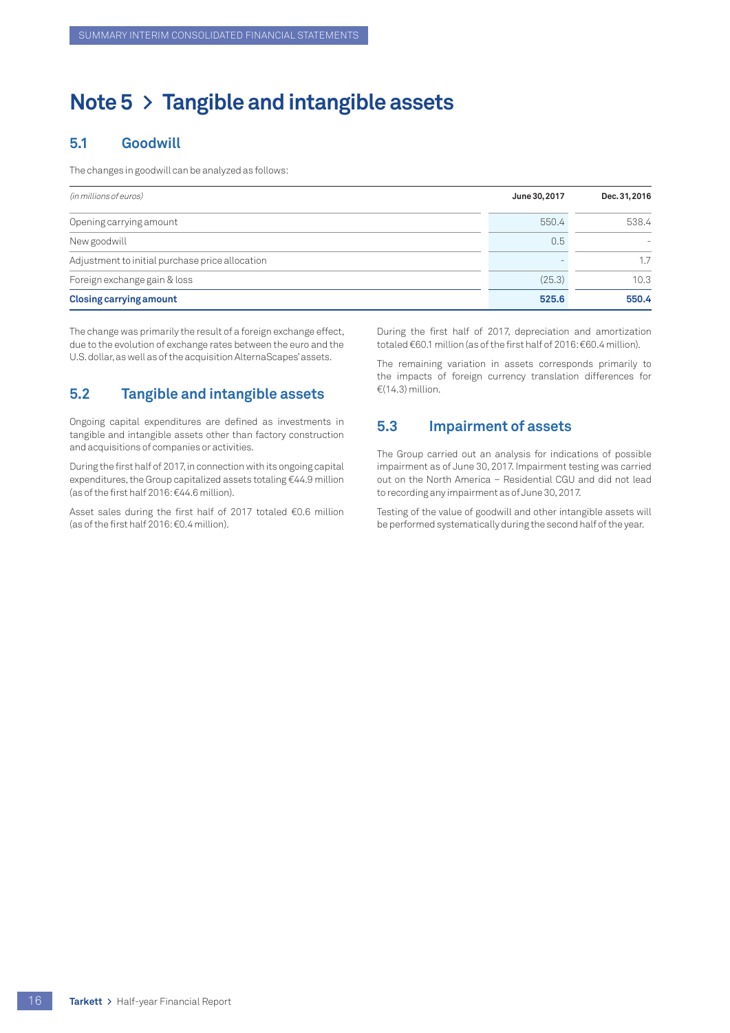# Note 5 > Tangible and intangible assets

## 5.1 Goodwill

The changes in goodwill can be analyzed as follows:

| *(in millions of euros)* | June 30, 2017 | Dec. 31, 2016 |
|---|---|---|
| Opening carrying amount | 550.4 | 538.4 |
| New goodwill | 0.5 | - |
| Adjustment to initial purchase price allocation | - | 1.7 |
| Foreign exchange gain & loss | (25.3) | 10.3 |
| **Closing carrying amount** | **525.6** | **550.4** |

The change was primarily the result of a foreign exchange effect, due to the evolution of exchange rates between the euro and the U.S. dollar, as well as of the acquisition AlternaScapes' assets.

## 5.2 Tangible and intangible assets

Ongoing capital expenditures are defined as investments in tangible and intangible assets other than factory construction and acquisitions of companies or activities.

During the first half of 2017, in connection with its ongoing capital expenditures, the Group capitalized assets totaling €44.9 million (as of the first half 2016: €44.6 million).

Asset sales during the first half of 2017 totaled €0.6 million (as of the first half 2016: €0.4 million).

During the first half of 2017, depreciation and amortization totaled €60.1 million (as of the first half of 2016: €60.4 million).

The remaining variation in assets corresponds primarily to the impacts of foreign currency translation differences for €(14.3) million.

## 5.3 Impairment of assets

The Group carried out an analysis for indications of possible impairment as of June 30, 2017. Impairment testing was carried out on the North America – Residential CGU and did not lead to recording any impairment as of June 30, 2017.

Testing of the value of goodwill and other intangible assets will be performed systematically during the second half of the year.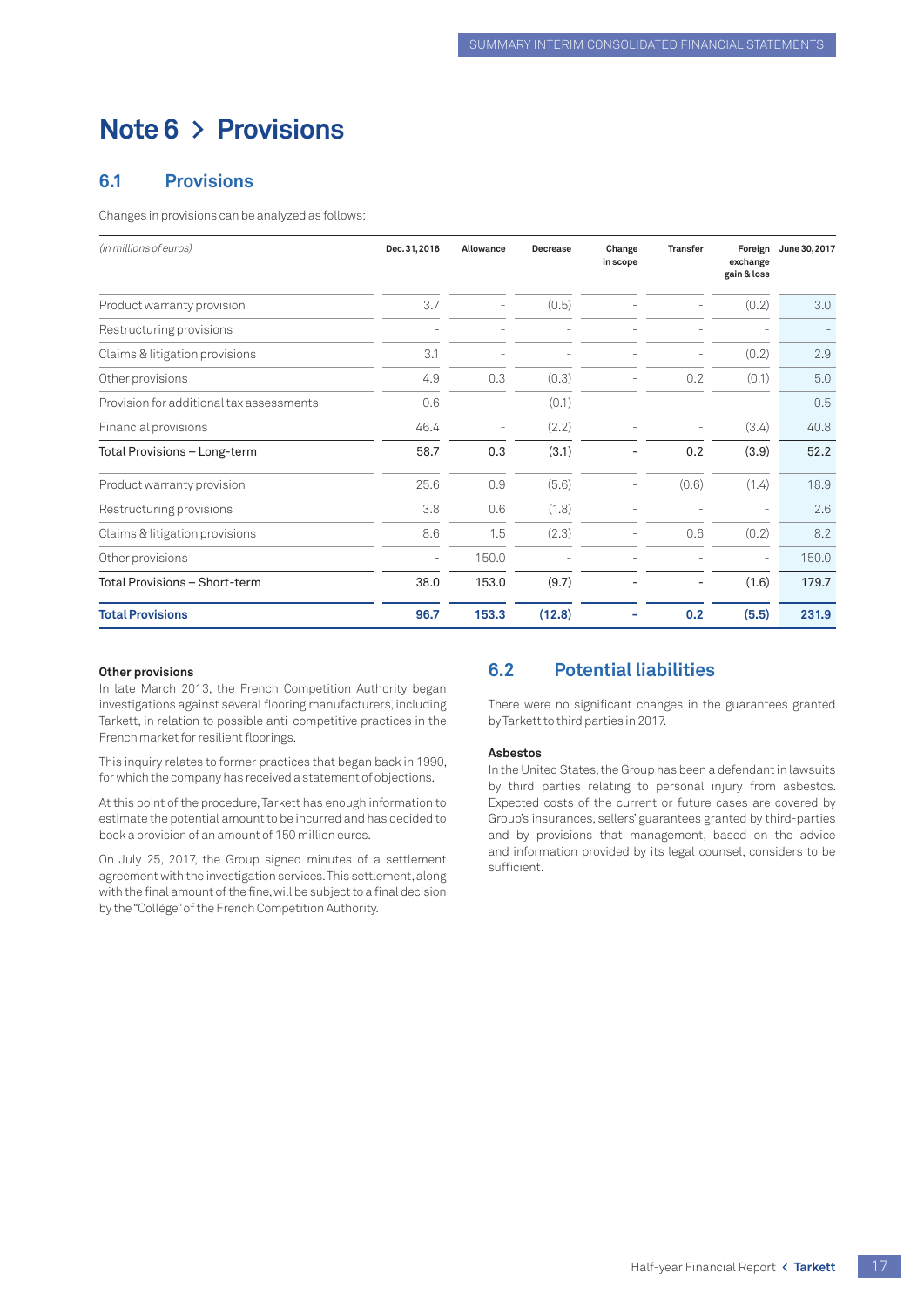# Note 6 > Provisions

## 6.1 Provisions

Changes in provisions can be analyzed as follows:

| *(in millions of euros)* | Dec. 31, 2016 | Allowance | Decrease | Change in scope | Transfer | Foreign exchange gain & loss | June 30, 2017 |
|---|---|---|---|---|---|---|---|
| Product warranty provision | 3.7 | - | (0.5) | - | - | (0.2) | 3.0 |
| Restructuring provisions | - | - | - | - | - | - | - |
| Claims & litigation provisions | 3.1 | - | - | - | - | (0.2) | 2.9 |
| Other provisions | 4.9 | 0.3 | (0.3) | - | 0.2 | (0.1) | 5.0 |
| Provision for additional tax assessments | 0.6 | - | (0.1) | - | - | - | 0.5 |
| Financial provisions | 46.4 | - | (2.2) | - | - | (3.4) | 40.8 |
| Total Provisions – Long-term | 58.7 | 0.3 | (3.1) | - | 0.2 | (3.9) | 52.2 |
| Product warranty provision | 25.6 | 0.9 | (5.6) | - | (0.6) | (1.4) | 18.9 |
| Restructuring provisions | 3.8 | 0.6 | (1.8) | - | - | - | 2.6 |
| Claims & litigation provisions | 8.6 | 1.5 | (2.3) | - | 0.6 | (0.2) | 8.2 |
| Other provisions | - | 150.0 | - | - | - | - | 150.0 |
| Total Provisions – Short-term | 38.0 | 153.0 | (9.7) | - | - | (1.6) | 179.7 |
| **Total Provisions** | **96.7** | **153.3** | **(12.8)** | **-** | **0.2** | **(5.5)** | **231.9** |

**Other provisions**

In late March 2013, the French Competition Authority began investigations against several flooring manufacturers, including Tarkett, in relation to possible anti-competitive practices in the French market for resilient floorings.

This inquiry relates to former practices that began back in 1990, for which the company has received a statement of objections.

At this point of the procedure, Tarkett has enough information to estimate the potential amount to be incurred and has decided to book a provision of an amount of 150 million euros.

On July 25, 2017, the Group signed minutes of a settlement agreement with the investigation services. This settlement, along with the final amount of the fine, will be subject to a final decision by the "Collège" of the French Competition Authority.

## 6.2 Potential liabilities

There were no significant changes in the guarantees granted by Tarkett to third parties in 2017.

**Asbestos**

In the United States, the Group has been a defendant in lawsuits by third parties relating to personal injury from asbestos. Expected costs of the current or future cases are covered by Group's insurances, sellers' guarantees granted by third-parties and by provisions that management, based on the advice and information provided by its legal counsel, considers to be sufficient.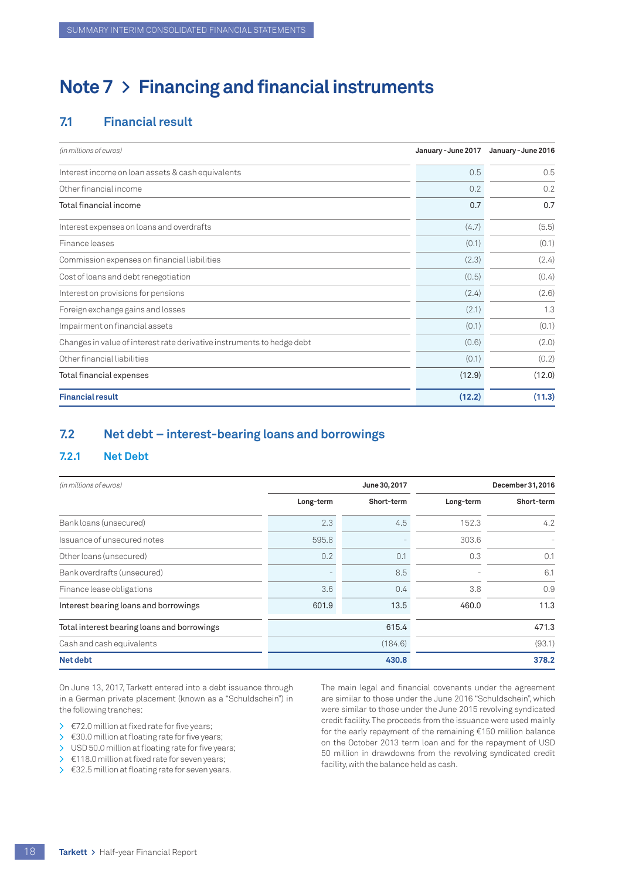# Note 7 > Financing and financial instruments

## 7.1 Financial result

| *(in millions of euros)* | January - June 2017 | January - June 2016 |
|---|---|---|
| Interest income on loan assets & cash equivalents | 0.5 | 0.5 |
| Other financial income | 0.2 | 0.2 |
| Total financial income | 0.7 | 0.7 |
| Interest expenses on loans and overdrafts | (4.7) | (5.5) |
| Finance leases | (0.1) | (0.1) |
| Commission expenses on financial liabilities | (2.3) | (2.4) |
| Cost of loans and debt renegotiation | (0.5) | (0.4) |
| Interest on provisions for pensions | (2.4) | (2.6) |
| Foreign exchange gains and losses | (2.1) | 1.3 |
| Impairment on financial assets | (0.1) | (0.1) |
| Changes in value of interest rate derivative instruments to hedge debt | (0.6) | (2.0) |
| Other financial liabilities | (0.1) | (0.2) |
| Total financial expenses | (12.9) | (12.0) |
| **Financial result** | **(12.2)** | **(11.3)** |

## 7.2 Net debt – interest-bearing loans and borrowings

### 7.2.1 Net Debt

| *(in millions of euros)* | June 30, 2017 | | December 31, 2016 | |
|---|---|---|---|---|
| | Long-term | Short-term | Long-term | Short-term |
| Bank loans (unsecured) | 2.3 | 4.5 | 152.3 | 4.2 |
| Issuance of unsecured notes | 595.8 | - | 303.6 | - |
| Other loans (unsecured) | 0.2 | 0.1 | 0.3 | 0.1 |
| Bank overdrafts (unsecured) | - | 8.5 | - | 6.1 |
| Finance lease obligations | 3.6 | 0.4 | 3.8 | 0.9 |
| Interest bearing loans and borrowings | 601.9 | 13.5 | 460.0 | 11.3 |
| Total interest bearing loans and borrowings | | 615.4 | | 471.3 |
| Cash and cash equivalents | | (184.6) | | (93.1) |
| **Net debt** | | **430.8** | | **378.2** |

On June 13, 2017, Tarkett entered into a debt issuance through in a German private placement (known as a "Schuldschein") in the following tranches:

- €72.0 million at fixed rate for five years;
- €30.0 million at floating rate for five years;
- USD 50.0 million at floating rate for five years;
- €118.0 million at fixed rate for seven years;
- €32.5 million at floating rate for seven years.

The main legal and financial covenants under the agreement are similar to those under the June 2016 "Schuldschein", which were similar to those under the June 2015 revolving syndicated credit facility. The proceeds from the issuance were used mainly for the early repayment of the remaining €150 million balance on the October 2013 term loan and for the repayment of USD 50 million in drawdowns from the revolving syndicated credit facility, with the balance held as cash.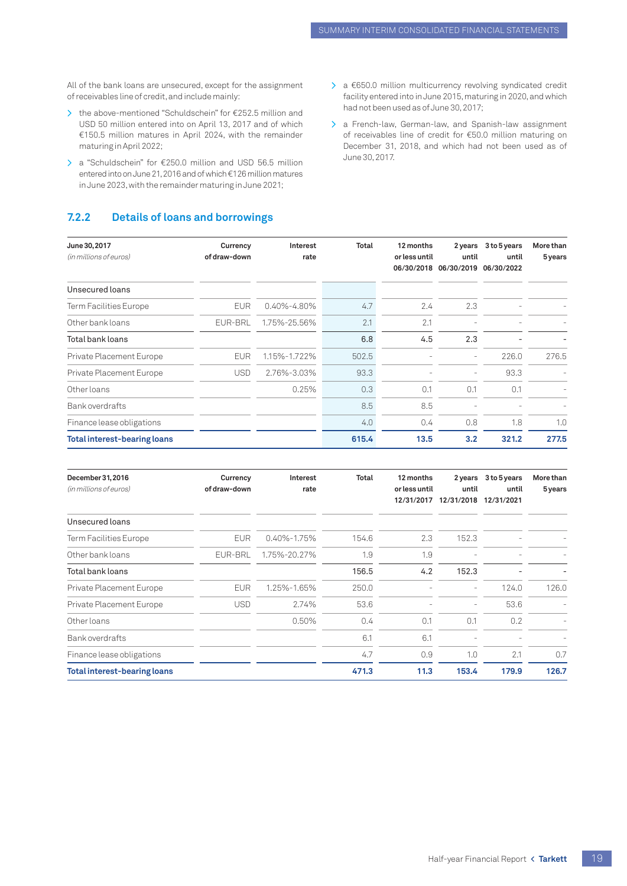All of the bank loans are unsecured, except for the assignment of receivables line of credit, and include mainly:

- the above-mentioned "Schuldschein" for €252.5 million and USD 50 million entered into on April 13, 2017 and of which €150.5 million matures in April 2024, with the remainder maturing in April 2022;
- a "Schuldschein" for €250.0 million and USD 56.5 million entered into on June 21, 2016 and of which €126 million matures in June 2023, with the remainder maturing in June 2021;
- a €650.0 million multicurrency revolving syndicated credit facility entered into in June 2015, maturing in 2020, and which had not been used as of June 30, 2017;
- a French-law, German-law, and Spanish-law assignment of receivables line of credit for €50.0 million maturing on December 31, 2018, and which had not been used as of June 30, 2017.

## 7.2.2 Details of loans and borrowings

| June 30, 2017 *(in millions of euros)* | Currency of draw-down | Interest rate | Total | 12 months or less until 06/30/2018 | 2 years until 06/30/2019 | 3 to 5 years until 06/30/2022 | More than 5 years |
|---|---|---|---|---|---|---|---|
| Unsecured loans | | | | | | | |
| Term Facilities Europe | EUR | 0.40%-4.80% | 4.7 | 2.4 | 2.3 | - | - |
| Other bank loans | EUR-BRL | 1.75%-25.56% | 2.1 | 2.1 | - | - | - |
| Total bank loans | | | 6.8 | 4.5 | 2.3 | - | - |
| Private Placement Europe | EUR | 1.15%-1.722% | 502.5 | - | - | 226.0 | 276.5 |
| Private Placement Europe | USD | 2.76%-3.03% | 93.3 | - | - | 93.3 | - |
| Other loans | | 0.25% | 0.3 | 0.1 | 0.1 | 0.1 | - |
| Bank overdrafts | | | 8.5 | 8.5 | - | - | - |
| Finance lease obligations | | | 4.0 | 0.4 | 0.8 | 1.8 | 1.0 |
| **Total interest-bearing loans** | | | **615.4** | **13.5** | **3.2** | **321.2** | **277.5** |

| December 31, 2016 *(in millions of euros)* | Currency of draw-down | Interest rate | Total | 12 months or less until 12/31/2017 | 2 years until 12/31/2018 | 3 to 5 years until 12/31/2021 | More than 5 years |
|---|---|---|---|---|---|---|---|
| Unsecured loans | | | | | | | |
| Term Facilities Europe | EUR | 0.40%-1.75% | 154.6 | 2.3 | 152.3 | - | - |
| Other bank loans | EUR-BRL | 1.75%-20.27% | 1.9 | 1.9 | - | - | - |
| Total bank loans | | | 156.5 | 4.2 | 152.3 | - | - |
| Private Placement Europe | EUR | 1.25%-1.65% | 250.0 | - | - | 124.0 | 126.0 |
| Private Placement Europe | USD | 2.74% | 53.6 | - | - | 53.6 | - |
| Other loans | | 0.50% | 0.4 | 0.1 | 0.1 | 0.2 | - |
| Bank overdrafts | | | 6.1 | 6.1 | - | - | - |
| Finance lease obligations | | | 4.7 | 0.9 | 1.0 | 2.1 | 0.7 |
| **Total interest-bearing loans** | | | **471.3** | **11.3** | **153.4** | **179.9** | **126.7** |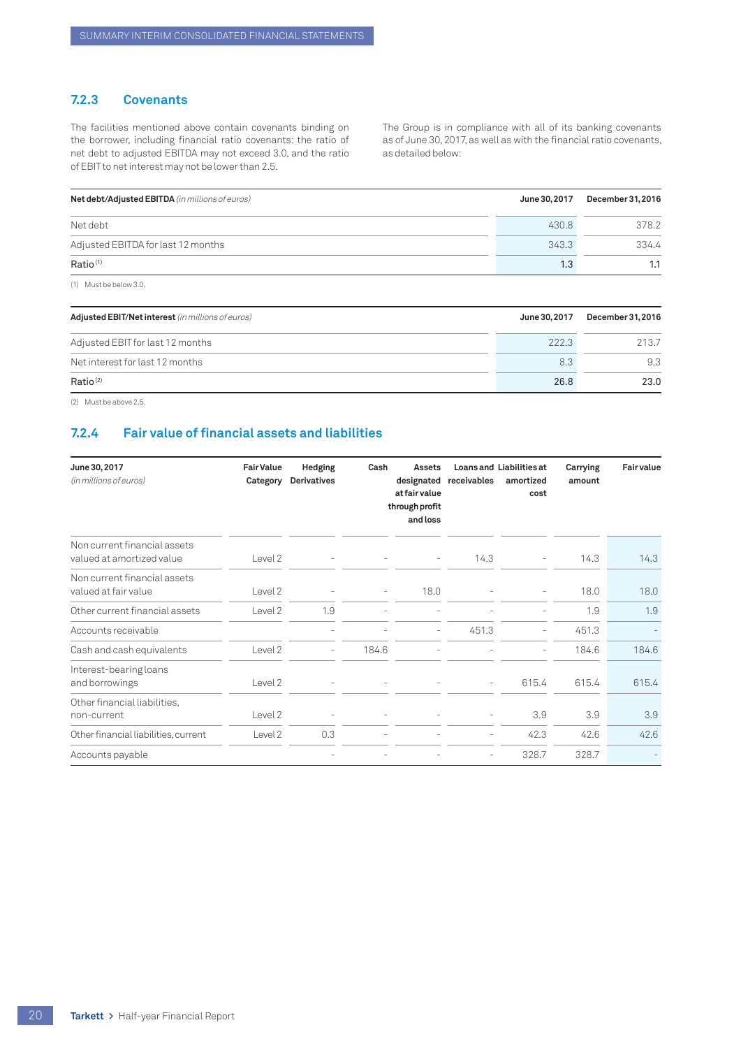### 7.2.3 Covenants

The facilities mentioned above contain covenants binding on the borrower, including financial ratio covenants: the ratio of net debt to adjusted EBITDA may not exceed 3.0, and the ratio of EBIT to net interest may not be lower than 2.5.

The Group is in compliance with all of its banking covenants as of June 30, 2017, as well as with the financial ratio covenants, as detailed below:

| **Net debt/Adjusted EBITDA** *(in millions of euros)* | **June 30, 2017** | **December 31, 2016** |
|---|---|---|
| Net debt | 430.8 | 378.2 |
| Adjusted EBITDA for last 12 months | 343.3 | 334.4 |
| Ratio [(1)] | **1.3** | **1.1** |

(1) Must be below 3.0.

| **Adjusted EBIT/Net interest** *(in millions of euros)* | **June 30, 2017** | **December 31, 2016** |
|---|---|---|
| Adjusted EBIT for last 12 months | 222.3 | 213.7 |
| Net interest for last 12 months | 8.3 | 9.3 |
| Ratio [(2)] | **26.8** | **23.0** |

(2) Must be above 2.5.

### 7.2.4 Fair value of financial assets and liabilities

| **June 30, 2017** *(in millions of euros)* | **Fair Value Category** | **Hedging Derivatives** | **Cash** | **Assets designated at fair value through profit and loss** | **Loans and receivables** | **Liabilities at amortized cost** | **Carrying amount** | **Fair value** |
|---|---|---|---|---|---|---|---|---|
| Non current financial assets valued at amortized value | Level 2 | - | - | - | 14.3 | - | 14.3 | 14.3 |
| Non current financial assets valued at fair value | Level 2 | - | - | 18.0 | - | - | 18.0 | 18.0 |
| Other current financial assets | Level 2 | 1.9 | - | - | - | - | 1.9 | 1.9 |
| Accounts receivable | | - | - | - | 451.3 | - | 451.3 | - |
| Cash and cash equivalents | Level 2 | - | 184.6 | - | - | - | 184.6 | 184.6 |
| Interest-bearing loans and borrowings | Level 2 | - | - | - | - | 615.4 | 615.4 | 615.4 |
| Other financial liabilities, non-current | Level 2 | - | - | - | - | 3.9 | 3.9 | 3.9 |
| Other financial liabilities, current | Level 2 | 0.3 | - | - | - | 42.3 | 42.6 | 42.6 |
| Accounts payable | | - | - | - | - | 328.7 | 328.7 | - |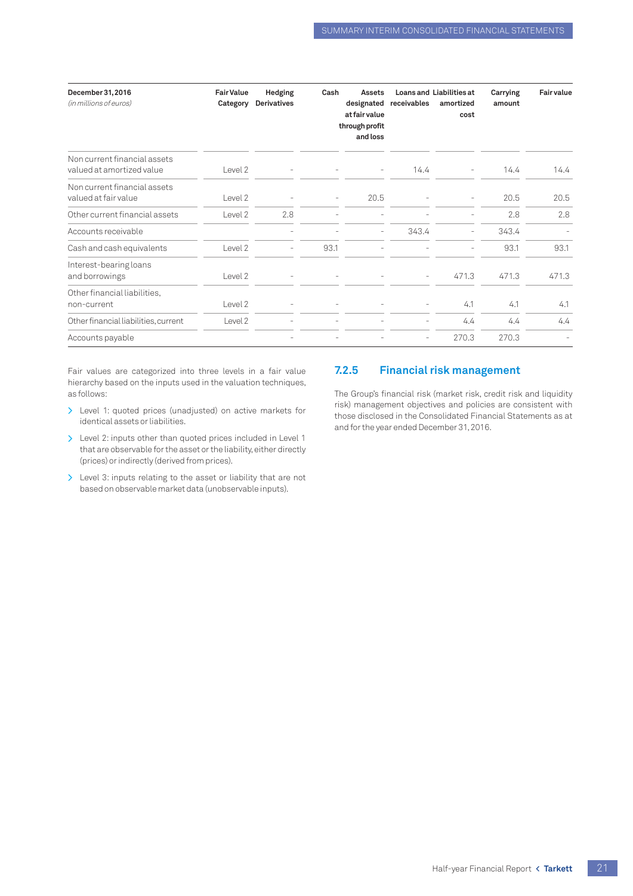| **December 31, 2016** *(in millions of euros)* | **Fair Value Category** | **Hedging Derivatives** | **Cash** | **Assets designated at fair value through profit and loss** | **Loans and receivables** | **Liabilities at amortized cost** | **Carrying amount** | **Fair value** |
|---|---|---|---|---|---|---|---|---|
| Non current financial assets valued at amortized value | Level 2 | - | - | - | 14.4 | - | 14.4 | 14.4 |
| Non current financial assets valued at fair value | Level 2 | - | - | 20.5 | - | - | 20.5 | 20.5 |
| Other current financial assets | Level 2 | 2.8 | - | - | - | - | 2.8 | 2.8 |
| Accounts receivable | | - | - | - | 343.4 | - | 343.4 | - |
| Cash and cash equivalents | Level 2 | - | 93.1 | - | - | - | 93.1 | 93.1 |
| Interest-bearing loans and borrowings | Level 2 | - | - | - | - | 471.3 | 471.3 | 471.3 |
| Other financial liabilities, non-current | Level 2 | - | - | - | - | 4.1 | 4.1 | 4.1 |
| Other financial liabilities, current | Level 2 | - | - | - | - | 4.4 | 4.4 | 4.4 |
| Accounts payable | | - | - | - | - | 270.3 | 270.3 | - |

Fair values are categorized into three levels in a fair value hierarchy based on the inputs used in the valuation techniques, as follows:

- Level 1: quoted prices (unadjusted) on active markets for identical assets or liabilities.
- Level 2: inputs other than quoted prices included in Level 1 that are observable for the asset or the liability, either directly (prices) or indirectly (derived from prices).
- Level 3: inputs relating to the asset or liability that are not based on observable market data (unobservable inputs).

### 7.2.5 Financial risk management

The Group's financial risk (market risk, credit risk and liquidity risk) management objectives and policies are consistent with those disclosed in the Consolidated Financial Statements as at and for the year ended December 31, 2016.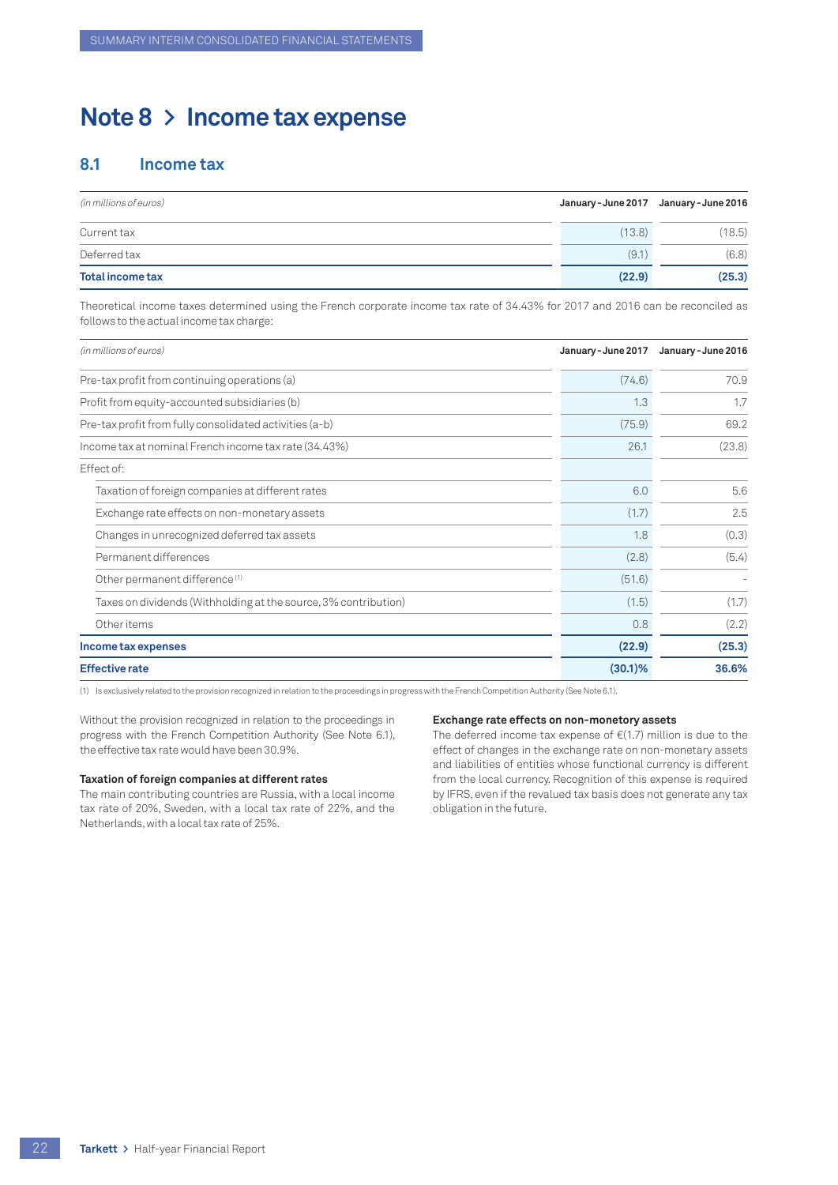# Note 8 > Income tax expense

## 8.1 Income tax

| *(in millions of euros)* | January - June 2017 | January - June 2016 |
|---|---|---|
| Current tax | (13.8) | (18.5) |
| Deferred tax | (9.1) | (6.8) |
| **Total income tax** | **(22.9)** | **(25.3)** |

Theoretical income taxes determined using the French corporate income tax rate of 34.43% for 2017 and 2016 can be reconciled as follows to the actual income tax charge:

| *(in millions of euros)* | January - June 2017 | January - June 2016 |
|---|---|---|
| Pre-tax profit from continuing operations (a) | (74.6) | 70.9 |
| Profit from equity-accounted subsidiaries (b) | 1.3 | 1.7 |
| Pre-tax profit from fully consolidated activities (a-b) | (75.9) | 69.2 |
| Income tax at nominal French income tax rate (34.43%) | 26.1 | (23.8) |
| Effect of: | | |
| Taxation of foreign companies at different rates | 6.0 | 5.6 |
| Exchange rate effects on non-monetary assets | (1.7) | 2.5 |
| Changes in unrecognized deferred tax assets | 1.8 | (0.3) |
| Permanent differences | (2.8) | (5.4) |
| Other permanent difference [1] | (51.6) | - |
| Taxes on dividends (Withholding at the source, 3% contribution) | (1.5) | (1.7) |
| Other items | 0.8 | (2.2) |
| **Income tax expenses** | **(22.9)** | **(25.3)** |
| **Effective rate** | **(30.1)%** | **36.6%** |

(1) Is exclusively related to the provision recognized in relation to the proceedings in progress with the French Competition Authority (See Note 6.1).

Without the provision recognized in relation to the proceedings in progress with the French Competition Authority (See Note 6.1), the effective tax rate would have been 30.9%.

**Taxation of foreign companies at different rates**

The main contributing countries are Russia, with a local income tax rate of 20%, Sweden, with a local tax rate of 22%, and the Netherlands, with a local tax rate of 25%.

**Exchange rate effects on non-monetory assets**

The deferred income tax expense of €(1.7) million is due to the effect of changes in the exchange rate on non-monetary assets and liabilities of entities whose functional currency is different from the local currency. Recognition of this expense is required by IFRS, even if the revalued tax basis does not generate any tax obligation in the future.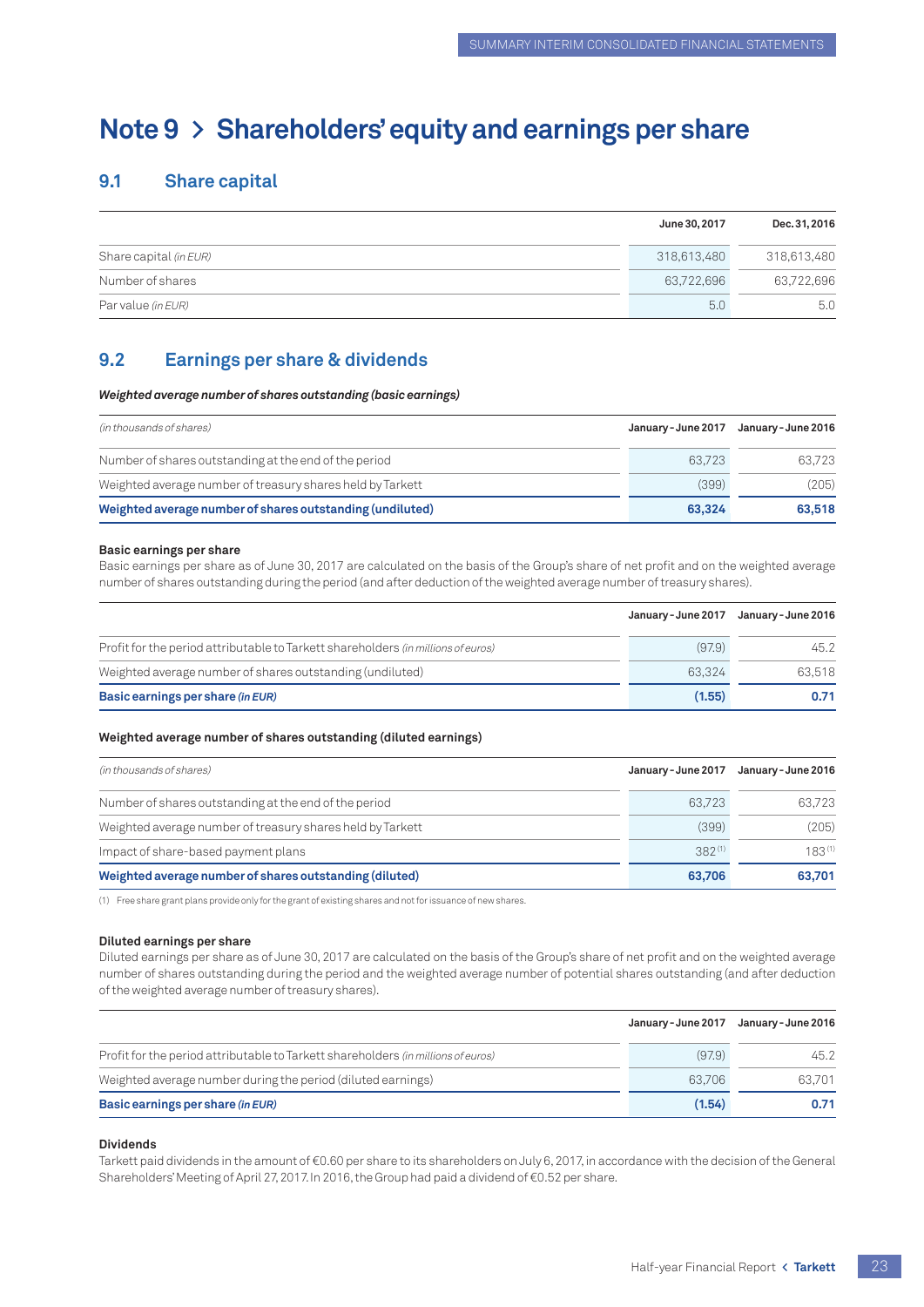# Note 9 > Shareholders' equity and earnings per share

## 9.1 Share capital

| | June 30, 2017 | Dec. 31, 2016 |
|---|---|---|
| Share capital *(in EUR)* | 318,613,480 | 318,613,480 |
| Number of shares | 63,722,696 | 63,722,696 |
| Par value *(in EUR)* | 5.0 | 5.0 |

## 9.2 Earnings per share & dividends

***Weighted average number of shares outstanding (basic earnings)***

| *(in thousands of shares)* | January - June 2017 | January - June 2016 |
|---|---|---|
| Number of shares outstanding at the end of the period | 63,723 | 63,723 |
| Weighted average number of treasury shares held by Tarkett | (399) | (205) |
| **Weighted average number of shares outstanding (undiluted)** | **63,324** | **63,518** |

**Basic earnings per share**

Basic earnings per share as of June 30, 2017 are calculated on the basis of the Group's share of net profit and on the weighted average number of shares outstanding during the period (and after deduction of the weighted average number of treasury shares).

| | January - June 2017 | January - June 2016 |
|---|---|---|
| Profit for the period attributable to Tarkett shareholders *(in millions of euros)* | (97.9) | 45.2 |
| Weighted average number of shares outstanding (undiluted) | 63,324 | 63,518 |
| **Basic earnings per share *(in EUR)*** | **(1.55)** | **0.71** |

**Weighted average number of shares outstanding (diluted earnings)**

| *(in thousands of shares)* | January - June 2017 | January - June 2016 |
|---|---|---|
| Number of shares outstanding at the end of the period | 63,723 | 63,723 |
| Weighted average number of treasury shares held by Tarkett | (399) | (205) |
| Impact of share-based payment plans | 382 [1] | 183 [1] |
| **Weighted average number of shares outstanding (diluted)** | **63,706** | **63,701** |

(1) Free share grant plans provide only for the grant of existing shares and not for issuance of new shares.

**Diluted earnings per share**

Diluted earnings per share as of June 30, 2017 are calculated on the basis of the Group's share of net profit and on the weighted average number of shares outstanding during the period and the weighted average number of potential shares outstanding (and after deduction of the weighted average number of treasury shares).

| | January - June 2017 | January - June 2016 |
|---|---|---|
| Profit for the period attributable to Tarkett shareholders *(in millions of euros)* | (97.9) | 45.2 |
| Weighted average number during the period (diluted earnings) | 63,706 | 63,701 |
| **Basic earnings per share *(in EUR)*** | **(1.54)** | **0.71** |

**Dividends**

Tarkett paid dividends in the amount of €0.60 per share to its shareholders on July 6, 2017, in accordance with the decision of the General Shareholders' Meeting of April 27, 2017. In 2016, the Group had paid a dividend of €0.52 per share.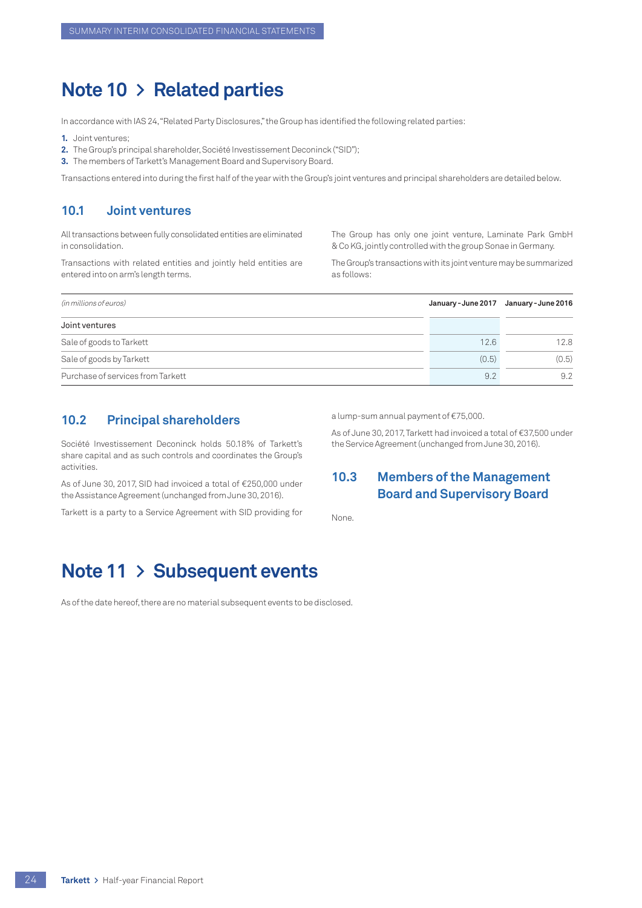# Note 10 > Related parties

In accordance with IAS 24, "Related Party Disclosures," the Group has identified the following related parties:

1. Joint ventures;
2. The Group's principal shareholder, Société Investissement Deconinck ("SID");
3. The members of Tarkett's Management Board and Supervisory Board.

Transactions entered into during the first half of the year with the Group's joint ventures and principal shareholders are detailed below.

## 10.1 Joint ventures

All transactions between fully consolidated entities are eliminated in consolidation.

Transactions with related entities and jointly held entities are entered into on arm's length terms.

The Group has only one joint venture, Laminate Park GmbH & Co KG, jointly controlled with the group Sonae in Germany.

The Group's transactions with its joint venture may be summarized as follows:

| *(in millions of euros)* | January - June 2017 | January - June 2016 |
|---|---|---|
| Joint ventures | | |
| Sale of goods to Tarkett | 12.6 | 12.8 |
| Sale of goods by Tarkett | (0.5) | (0.5) |
| Purchase of services from Tarkett | 9.2 | 9.2 |

## 10.2 Principal shareholders

Société Investissement Deconinck holds 50.18% of Tarkett's share capital and as such controls and coordinates the Group's activities.

As of June 30, 2017, SID had invoiced a total of €250,000 under the Assistance Agreement (unchanged from June 30, 2016).

Tarkett is a party to a Service Agreement with SID providing for a lump-sum annual payment of €75,000.

As of June 30, 2017, Tarkett had invoiced a total of €37,500 under the Service Agreement (unchanged from June 30, 2016).

## 10.3 Members of the Management Board and Supervisory Board

None.

# Note 11 > Subsequent events

As of the date hereof, there are no material subsequent events to be disclosed.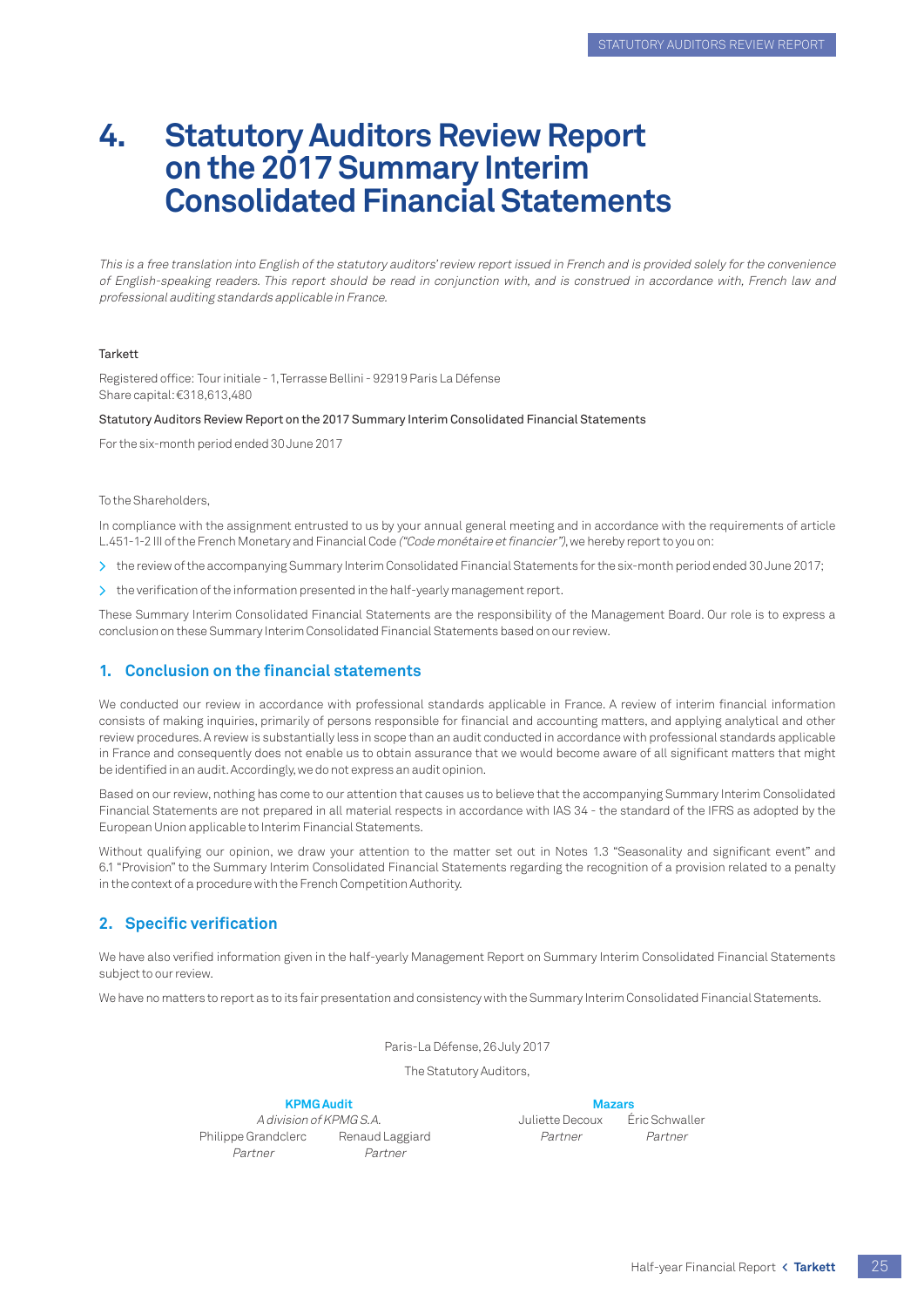# 4. Statutory Auditors Review Report on the 2017 Summary Interim Consolidated Financial Statements

*This is a free translation into English of the statutory auditors' review report issued in French and is provided solely for the convenience of English-speaking readers. This report should be read in conjunction with, and is construed in accordance with, French law and professional auditing standards applicable in France.*

Tarkett

Registered office: Tour initiale - 1, Terrasse Bellini - 92919 Paris La Défense
Share capital: €318,613,480

Statutory Auditors Review Report on the 2017 Summary Interim Consolidated Financial Statements

For the six-month period ended 30 June 2017

To the Shareholders,

In compliance with the assignment entrusted to us by your annual general meeting and in accordance with the requirements of article L.451-1-2 III of the French Monetary and Financial Code *("Code monétaire et financier")*, we hereby report to you on:

- the review of the accompanying Summary Interim Consolidated Financial Statements for the six-month period ended 30 June 2017;
- the verification of the information presented in the half-yearly management report.

These Summary Interim Consolidated Financial Statements are the responsibility of the Management Board. Our role is to express a conclusion on these Summary Interim Consolidated Financial Statements based on our review.

## 1. Conclusion on the financial statements

We conducted our review in accordance with professional standards applicable in France. A review of interim financial information consists of making inquiries, primarily of persons responsible for financial and accounting matters, and applying analytical and other review procedures. A review is substantially less in scope than an audit conducted in accordance with professional standards applicable in France and consequently does not enable us to obtain assurance that we would become aware of all significant matters that might be identified in an audit. Accordingly, we do not express an audit opinion.

Based on our review, nothing has come to our attention that causes us to believe that the accompanying Summary Interim Consolidated Financial Statements are not prepared in all material respects in accordance with IAS 34 - the standard of the IFRS as adopted by the European Union applicable to Interim Financial Statements.

Without qualifying our opinion, we draw your attention to the matter set out in Notes 1.3 "Seasonality and significant event" and 6.1 "Provision" to the Summary Interim Consolidated Financial Statements regarding the recognition of a provision related to a penalty in the context of a procedure with the French Competition Authority.

## 2. Specific verification

We have also verified information given in the half-yearly Management Report on Summary Interim Consolidated Financial Statements subject to our review.

We have no matters to report as to its fair presentation and consistency with the Summary Interim Consolidated Financial Statements.

Paris-La Défense, 26 July 2017

The Statutory Auditors,

**KPMG Audit**
*A division of KPMG S.A.*
Philippe Grandclerc, *Partner*
Renaud Laggiard, *Partner*

**Mazars**
Juliette Decoux, *Partner*
Éric Schwaller, *Partner*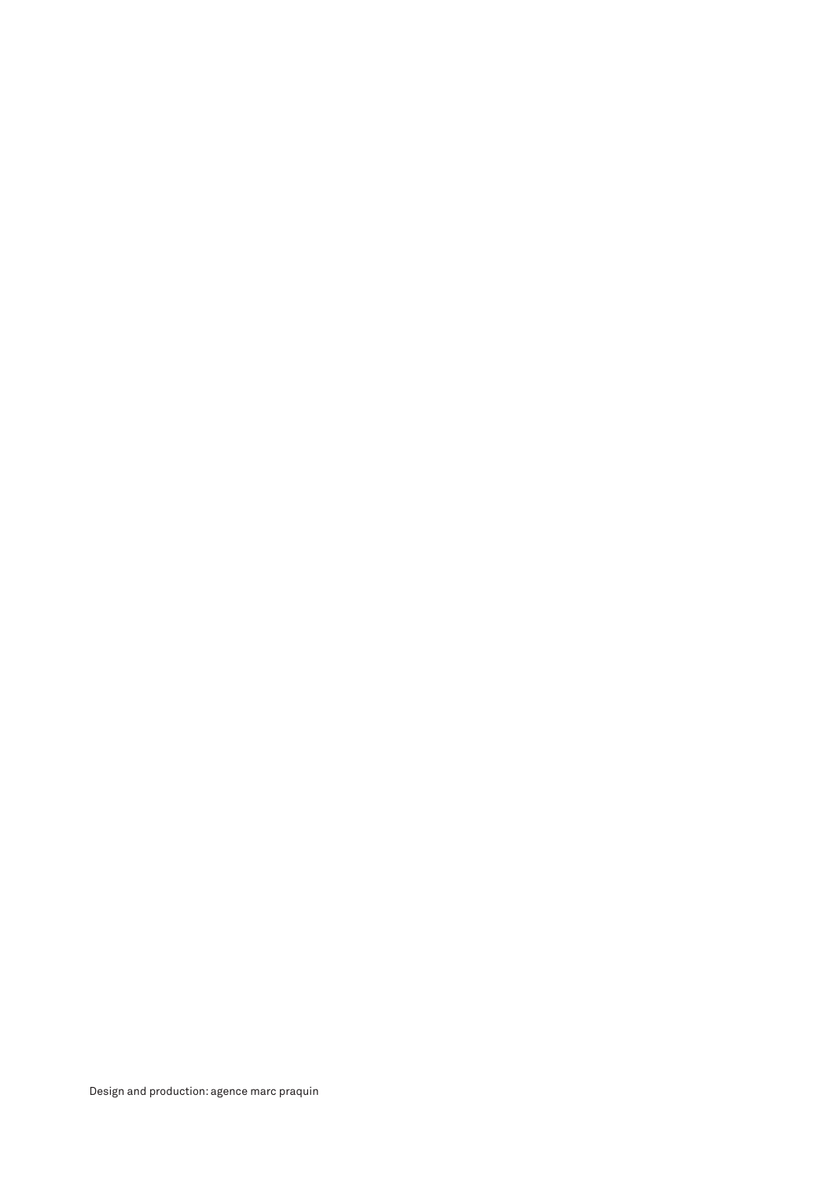Design and production: agence marc praquin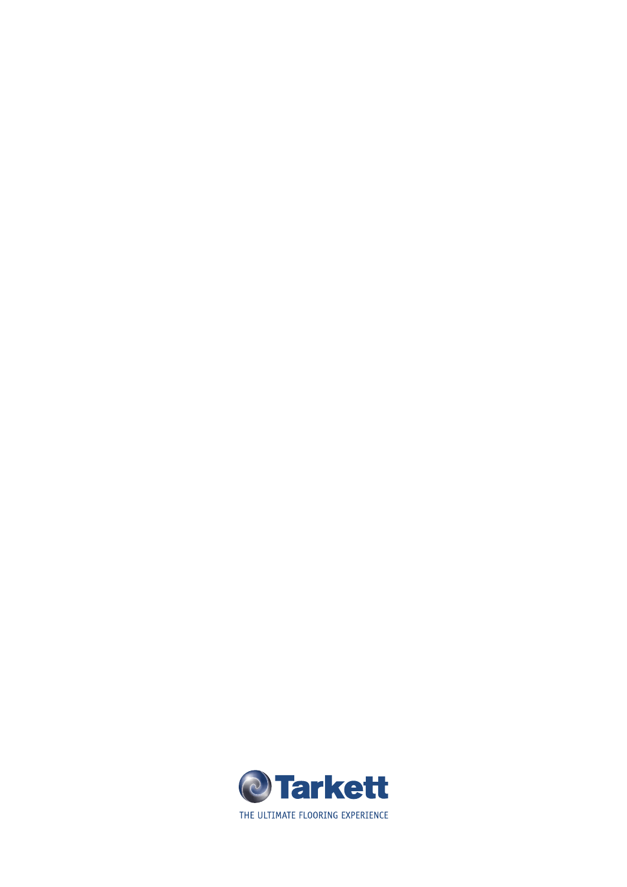Tarkett

THE ULTIMATE FLOORING EXPERIENCE